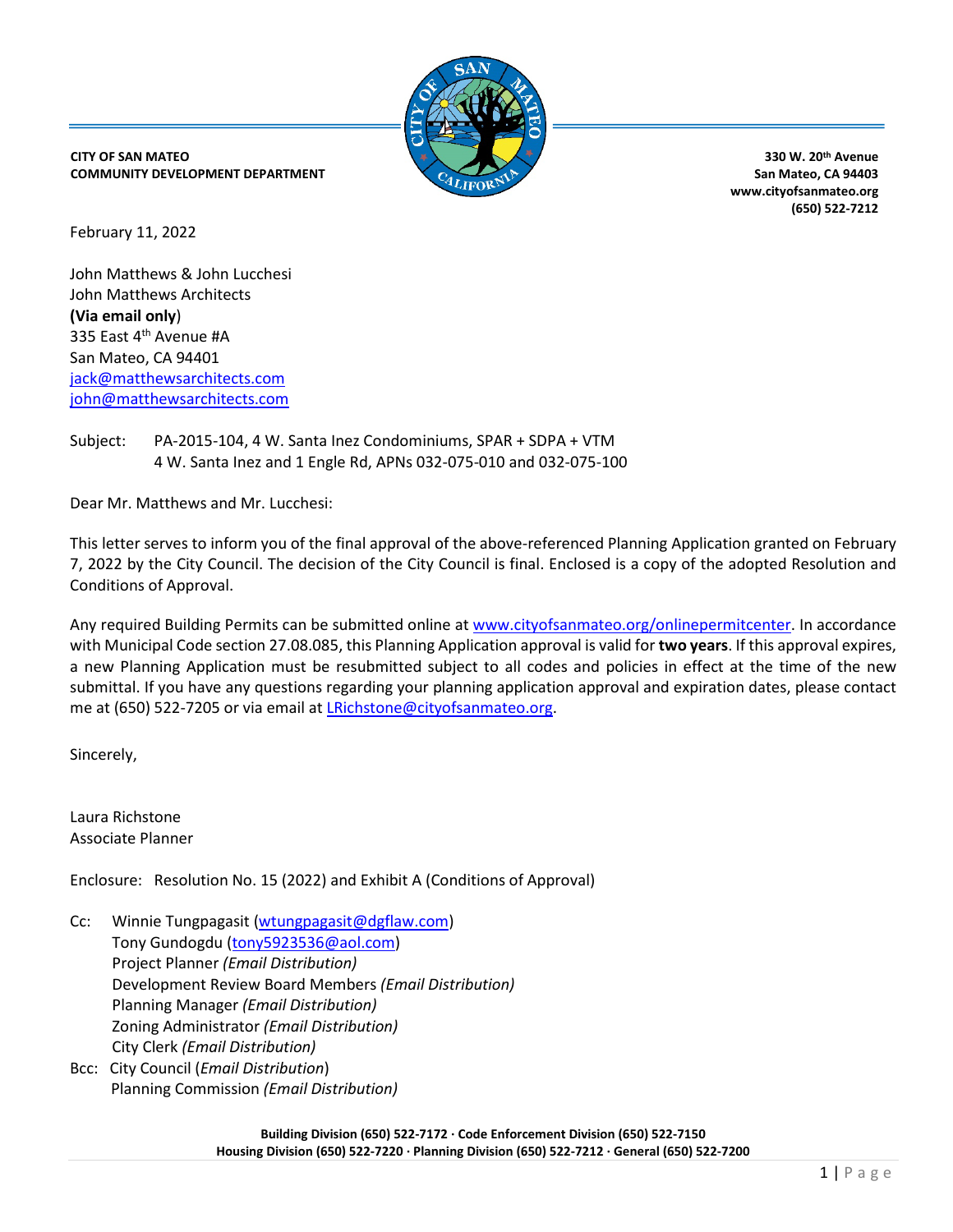**CITY OF SAN MATEO**
**COMMUNITY DEVELOPMENT DEPARTMENT**

**330 W. 20th Avenue**
**San Mateo, CA 94403**
**www.cityofsanmateo.org**
**(650) 522-7212**

February 11, 2022

John Matthews & John Lucchesi
John Matthews Architects
**(Via email only)**
335 East 4th Avenue #A
San Mateo, CA 94401
jack@matthewsarchitects.com
john@matthewsarchitects.com

Subject: PA-2015-104, 4 W. Santa Inez Condominiums, SPAR + SDPA + VTM
4 W. Santa Inez and 1 Engle Rd, APNs 032-075-010 and 032-075-100

Dear Mr. Matthews and Mr. Lucchesi:

This letter serves to inform you of the final approval of the above-referenced Planning Application granted on February 7, 2022 by the City Council. The decision of the City Council is final. Enclosed is a copy of the adopted Resolution and Conditions of Approval.

Any required Building Permits can be submitted online at www.cityofsanmateo.org/onlinepermitcenter. In accordance with Municipal Code section 27.08.085, this Planning Application approval is valid for **two years**. If this approval expires, a new Planning Application must be resubmitted subject to all codes and policies in effect at the time of the new submittal. If you have any questions regarding your planning application approval and expiration dates, please contact me at (650) 522-7205 or via email at LRichstone@cityofsanmateo.org.

Sincerely,

Laura Richstone
Associate Planner

Enclosure: Resolution No. 15 (2022) and Exhibit A (Conditions of Approval)

Cc: Winnie Tungpagasit (wtungpagasit@dgflaw.com)
Tony Gundogdu (tony5923536@aol.com)
Project Planner *(Email Distribution)*
Development Review Board Members *(Email Distribution)*
Planning Manager *(Email Distribution)*
Zoning Administrator *(Email Distribution)*
City Clerk *(Email Distribution)*

Bcc: City Council (*Email Distribution*)
Planning Commission *(Email Distribution)*

**Building Division (650) 522-7172 · Code Enforcement Division (650) 522-7150**
**Housing Division (650) 522-7220 · Planning Division (650) 522-7212 · General (650) 522-7200**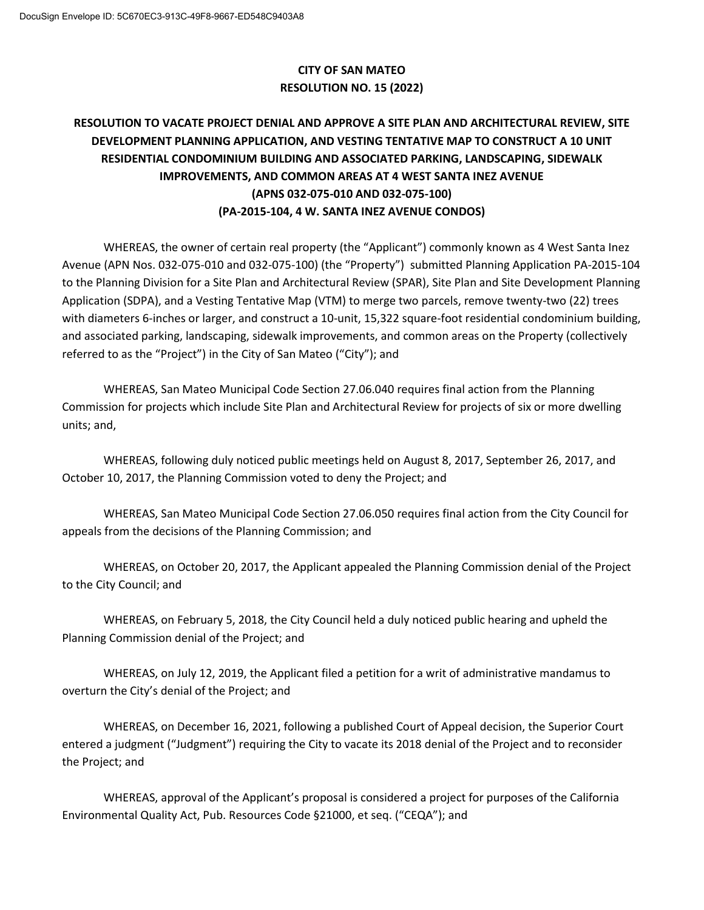**CITY OF SAN MATEO**
**RESOLUTION NO. 15 (2022)**

**RESOLUTION TO VACATE PROJECT DENIAL AND APPROVE A SITE PLAN AND ARCHITECTURAL REVIEW, SITE DEVELOPMENT PLANNING APPLICATION, AND VESTING TENTATIVE MAP TO CONSTRUCT A 10 UNIT RESIDENTIAL CONDOMINIUM BUILDING AND ASSOCIATED PARKING, LANDSCAPING, SIDEWALK IMPROVEMENTS, AND COMMON AREAS AT 4 WEST SANTA INEZ AVENUE (APNS 032-075-010 AND 032-075-100) (PA-2015-104, 4 W. SANTA INEZ AVENUE CONDOS)**

WHEREAS, the owner of certain real property (the "Applicant") commonly known as 4 West Santa Inez Avenue (APN Nos. 032-075-010 and 032-075-100) (the "Property") submitted Planning Application PA-2015-104 to the Planning Division for a Site Plan and Architectural Review (SPAR), Site Plan and Site Development Planning Application (SDPA), and a Vesting Tentative Map (VTM) to merge two parcels, remove twenty-two (22) trees with diameters 6-inches or larger, and construct a 10-unit, 15,322 square-foot residential condominium building, and associated parking, landscaping, sidewalk improvements, and common areas on the Property (collectively referred to as the "Project") in the City of San Mateo ("City"); and

WHEREAS, San Mateo Municipal Code Section 27.06.040 requires final action from the Planning Commission for projects which include Site Plan and Architectural Review for projects of six or more dwelling units; and,

WHEREAS, following duly noticed public meetings held on August 8, 2017, September 26, 2017, and October 10, 2017, the Planning Commission voted to deny the Project; and

WHEREAS, San Mateo Municipal Code Section 27.06.050 requires final action from the City Council for appeals from the decisions of the Planning Commission; and

WHEREAS, on October 20, 2017, the Applicant appealed the Planning Commission denial of the Project to the City Council; and

WHEREAS, on February 5, 2018, the City Council held a duly noticed public hearing and upheld the Planning Commission denial of the Project; and

WHEREAS, on July 12, 2019, the Applicant filed a petition for a writ of administrative mandamus to overturn the City's denial of the Project; and

WHEREAS, on December 16, 2021, following a published Court of Appeal decision, the Superior Court entered a judgment ("Judgment") requiring the City to vacate its 2018 denial of the Project and to reconsider the Project; and

WHEREAS, approval of the Applicant's proposal is considered a project for purposes of the California Environmental Quality Act, Pub. Resources Code §21000, et seq. ("CEQA"); and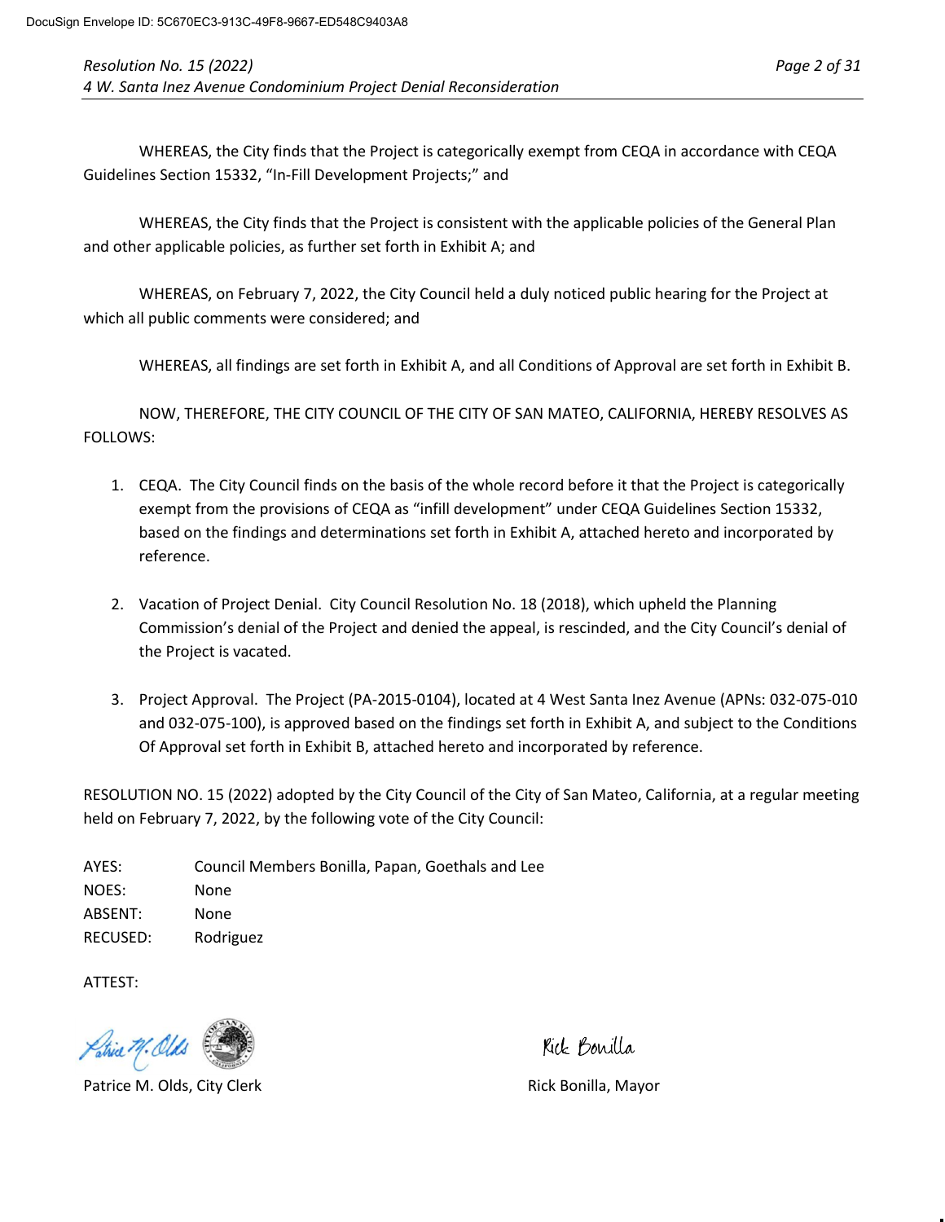WHEREAS, the City finds that the Project is categorically exempt from CEQA in accordance with CEQA Guidelines Section 15332, "In-Fill Development Projects;" and

WHEREAS, the City finds that the Project is consistent with the applicable policies of the General Plan and other applicable policies, as further set forth in Exhibit A; and

WHEREAS, on February 7, 2022, the City Council held a duly noticed public hearing for the Project at which all public comments were considered; and

WHEREAS, all findings are set forth in Exhibit A, and all Conditions of Approval are set forth in Exhibit B.

NOW, THEREFORE, THE CITY COUNCIL OF THE CITY OF SAN MATEO, CALIFORNIA, HEREBY RESOLVES AS FOLLOWS:

1. CEQA. The City Council finds on the basis of the whole record before it that the Project is categorically exempt from the provisions of CEQA as "infill development" under CEQA Guidelines Section 15332, based on the findings and determinations set forth in Exhibit A, attached hereto and incorporated by reference.

2. Vacation of Project Denial. City Council Resolution No. 18 (2018), which upheld the Planning Commission's denial of the Project and denied the appeal, is rescinded, and the City Council's denial of the Project is vacated.

3. Project Approval. The Project (PA-2015-0104), located at 4 West Santa Inez Avenue (APNs: 032-075-010 and 032-075-100), is approved based on the findings set forth in Exhibit A, and subject to the Conditions Of Approval set forth in Exhibit B, attached hereto and incorporated by reference.

RESOLUTION NO. 15 (2022) adopted by the City Council of the City of San Mateo, California, at a regular meeting held on February 7, 2022, by the following vote of the City Council:

AYES: Council Members Bonilla, Papan, Goethals and Lee
NOES: None
ABSENT: None
RECUSED: Rodriguez

ATTEST:

Patrice M. Olds, City Clerk

Rick Bonilla, Mayor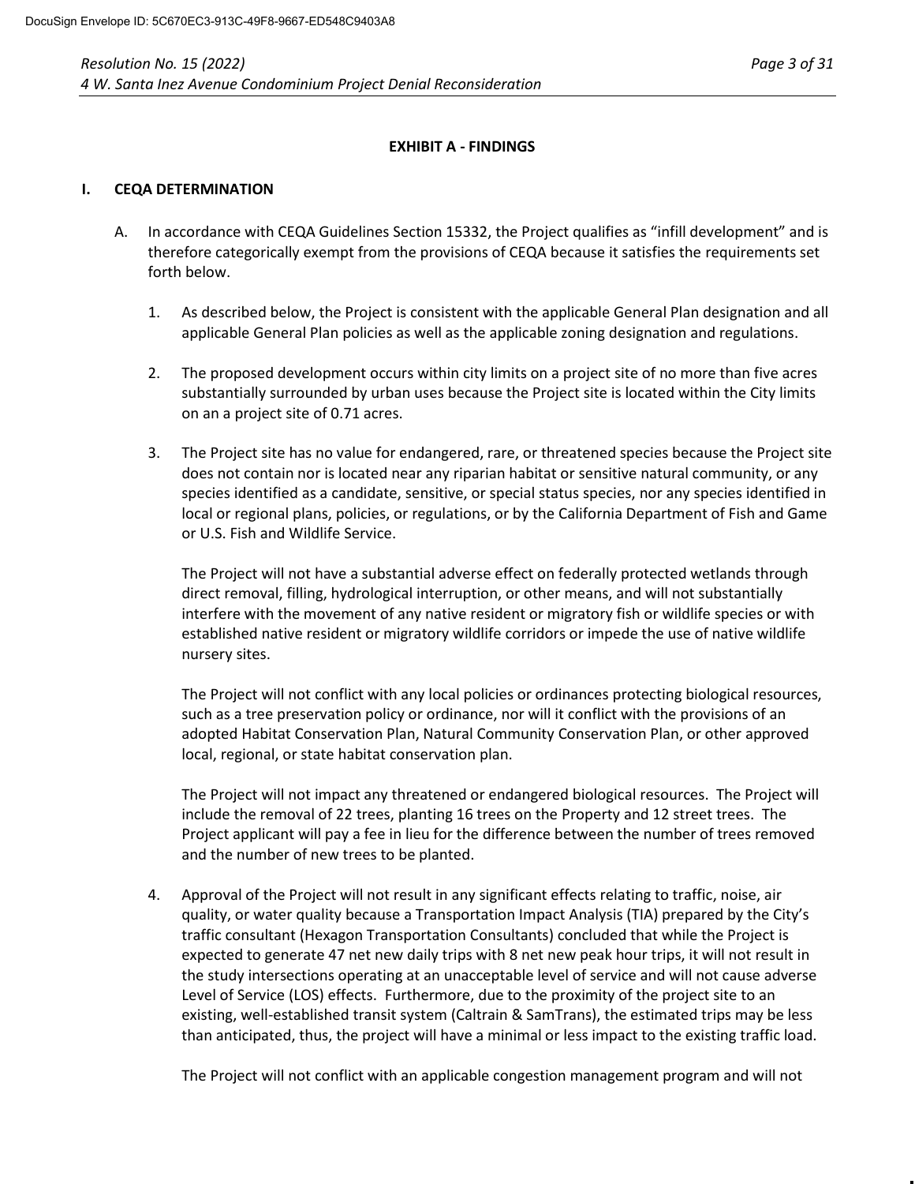**EXHIBIT A - FINDINGS**

## I. CEQA DETERMINATION

A. In accordance with CEQA Guidelines Section 15332, the Project qualifies as "infill development" and is therefore categorically exempt from the provisions of CEQA because it satisfies the requirements set forth below.

1. As described below, the Project is consistent with the applicable General Plan designation and all applicable General Plan policies as well as the applicable zoning designation and regulations.

2. The proposed development occurs within city limits on a project site of no more than five acres substantially surrounded by urban uses because the Project site is located within the City limits on an a project site of 0.71 acres.

3. The Project site has no value for endangered, rare, or threatened species because the Project site does not contain nor is located near any riparian habitat or sensitive natural community, or any species identified as a candidate, sensitive, or special status species, nor any species identified in local or regional plans, policies, or regulations, or by the California Department of Fish and Game or U.S. Fish and Wildlife Service.

   The Project will not have a substantial adverse effect on federally protected wetlands through direct removal, filling, hydrological interruption, or other means, and will not substantially interfere with the movement of any native resident or migratory fish or wildlife species or with established native resident or migratory wildlife corridors or impede the use of native wildlife nursery sites.

   The Project will not conflict with any local policies or ordinances protecting biological resources, such as a tree preservation policy or ordinance, nor will it conflict with the provisions of an adopted Habitat Conservation Plan, Natural Community Conservation Plan, or other approved local, regional, or state habitat conservation plan.

   The Project will not impact any threatened or endangered biological resources. The Project will include the removal of 22 trees, planting 16 trees on the Property and 12 street trees. The Project applicant will pay a fee in lieu for the difference between the number of trees removed and the number of new trees to be planted.

4. Approval of the Project will not result in any significant effects relating to traffic, noise, air quality, or water quality because a Transportation Impact Analysis (TIA) prepared by the City's traffic consultant (Hexagon Transportation Consultants) concluded that while the Project is expected to generate 47 net new daily trips with 8 net new peak hour trips, it will not result in the study intersections operating at an unacceptable level of service and will not cause adverse Level of Service (LOS) effects. Furthermore, due to the proximity of the project site to an existing, well-established transit system (Caltrain & SamTrans), the estimated trips may be less than anticipated, thus, the project will have a minimal or less impact to the existing traffic load.

   The Project will not conflict with an applicable congestion management program and will not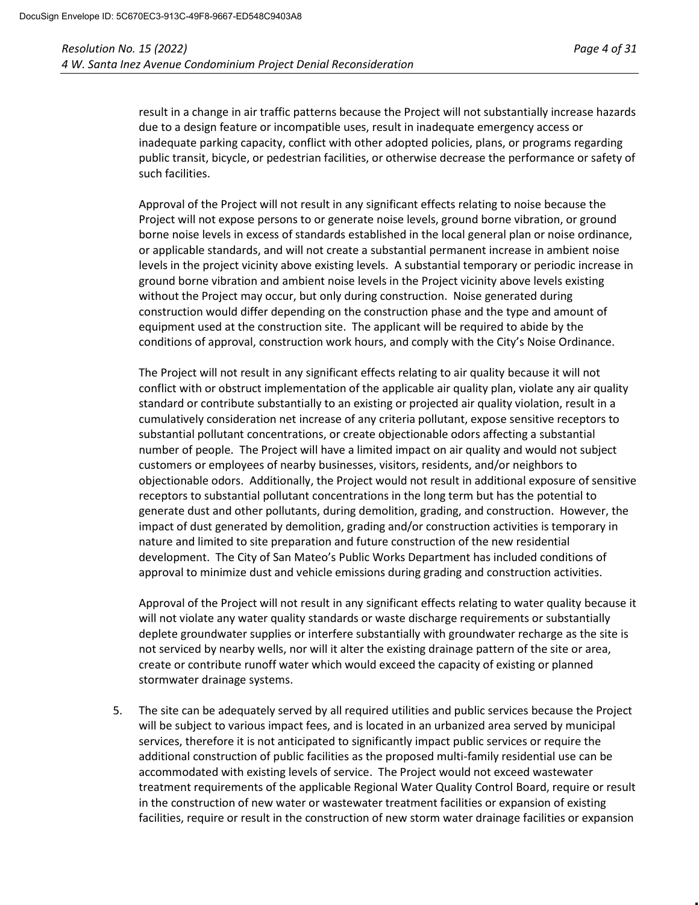result in a change in air traffic patterns because the Project will not substantially increase hazards due to a design feature or incompatible uses, result in inadequate emergency access or inadequate parking capacity, conflict with other adopted policies, plans, or programs regarding public transit, bicycle, or pedestrian facilities, or otherwise decrease the performance or safety of such facilities.

Approval of the Project will not result in any significant effects relating to noise because the Project will not expose persons to or generate noise levels, ground borne vibration, or ground borne noise levels in excess of standards established in the local general plan or noise ordinance, or applicable standards, and will not create a substantial permanent increase in ambient noise levels in the project vicinity above existing levels. A substantial temporary or periodic increase in ground borne vibration and ambient noise levels in the Project vicinity above levels existing without the Project may occur, but only during construction. Noise generated during construction would differ depending on the construction phase and the type and amount of equipment used at the construction site. The applicant will be required to abide by the conditions of approval, construction work hours, and comply with the City's Noise Ordinance.

The Project will not result in any significant effects relating to air quality because it will not conflict with or obstruct implementation of the applicable air quality plan, violate any air quality standard or contribute substantially to an existing or projected air quality violation, result in a cumulatively consideration net increase of any criteria pollutant, expose sensitive receptors to substantial pollutant concentrations, or create objectionable odors affecting a substantial number of people. The Project will have a limited impact on air quality and would not subject customers or employees of nearby businesses, visitors, residents, and/or neighbors to objectionable odors. Additionally, the Project would not result in additional exposure of sensitive receptors to substantial pollutant concentrations in the long term but has the potential to generate dust and other pollutants, during demolition, grading, and construction. However, the impact of dust generated by demolition, grading and/or construction activities is temporary in nature and limited to site preparation and future construction of the new residential development. The City of San Mateo's Public Works Department has included conditions of approval to minimize dust and vehicle emissions during grading and construction activities.

Approval of the Project will not result in any significant effects relating to water quality because it will not violate any water quality standards or waste discharge requirements or substantially deplete groundwater supplies or interfere substantially with groundwater recharge as the site is not serviced by nearby wells, nor will it alter the existing drainage pattern of the site or area, create or contribute runoff water which would exceed the capacity of existing or planned stormwater drainage systems.

5. The site can be adequately served by all required utilities and public services because the Project will be subject to various impact fees, and is located in an urbanized area served by municipal services, therefore it is not anticipated to significantly impact public services or require the additional construction of public facilities as the proposed multi-family residential use can be accommodated with existing levels of service. The Project would not exceed wastewater treatment requirements of the applicable Regional Water Quality Control Board, require or result in the construction of new water or wastewater treatment facilities or expansion of existing facilities, require or result in the construction of new storm water drainage facilities or expansion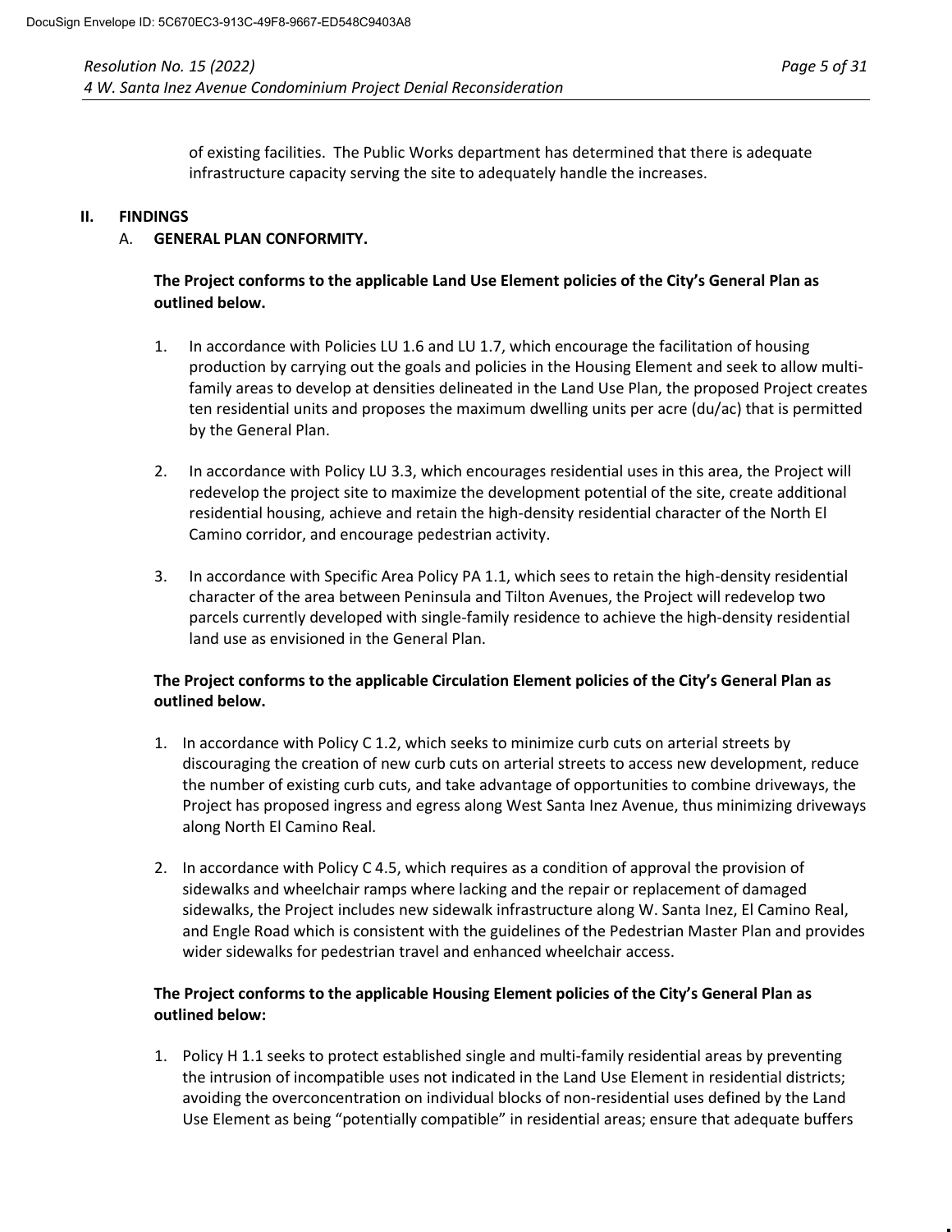of existing facilities. The Public Works department has determined that there is adequate infrastructure capacity serving the site to adequately handle the increases.

## II. FINDINGS

### A. GENERAL PLAN CONFORMITY.

**The Project conforms to the applicable Land Use Element policies of the City's General Plan as outlined below.**

1. In accordance with Policies LU 1.6 and LU 1.7, which encourage the facilitation of housing production by carrying out the goals and policies in the Housing Element and seek to allow multi-family areas to develop at densities delineated in the Land Use Plan, the proposed Project creates ten residential units and proposes the maximum dwelling units per acre (du/ac) that is permitted by the General Plan.

2. In accordance with Policy LU 3.3, which encourages residential uses in this area, the Project will redevelop the project site to maximize the development potential of the site, create additional residential housing, achieve and retain the high-density residential character of the North El Camino corridor, and encourage pedestrian activity.

3. In accordance with Specific Area Policy PA 1.1, which sees to retain the high-density residential character of the area between Peninsula and Tilton Avenues, the Project will redevelop two parcels currently developed with single-family residence to achieve the high-density residential land use as envisioned in the General Plan.

**The Project conforms to the applicable Circulation Element policies of the City's General Plan as outlined below.**

1. In accordance with Policy C 1.2, which seeks to minimize curb cuts on arterial streets by discouraging the creation of new curb cuts on arterial streets to access new development, reduce the number of existing curb cuts, and take advantage of opportunities to combine driveways, the Project has proposed ingress and egress along West Santa Inez Avenue, thus minimizing driveways along North El Camino Real.

2. In accordance with Policy C 4.5, which requires as a condition of approval the provision of sidewalks and wheelchair ramps where lacking and the repair or replacement of damaged sidewalks, the Project includes new sidewalk infrastructure along W. Santa Inez, El Camino Real, and Engle Road which is consistent with the guidelines of the Pedestrian Master Plan and provides wider sidewalks for pedestrian travel and enhanced wheelchair access.

**The Project conforms to the applicable Housing Element policies of the City's General Plan as outlined below:**

1. Policy H 1.1 seeks to protect established single and multi-family residential areas by preventing the intrusion of incompatible uses not indicated in the Land Use Element in residential districts; avoiding the overconcentration on individual blocks of non-residential uses defined by the Land Use Element as being "potentially compatible" in residential areas; ensure that adequate buffers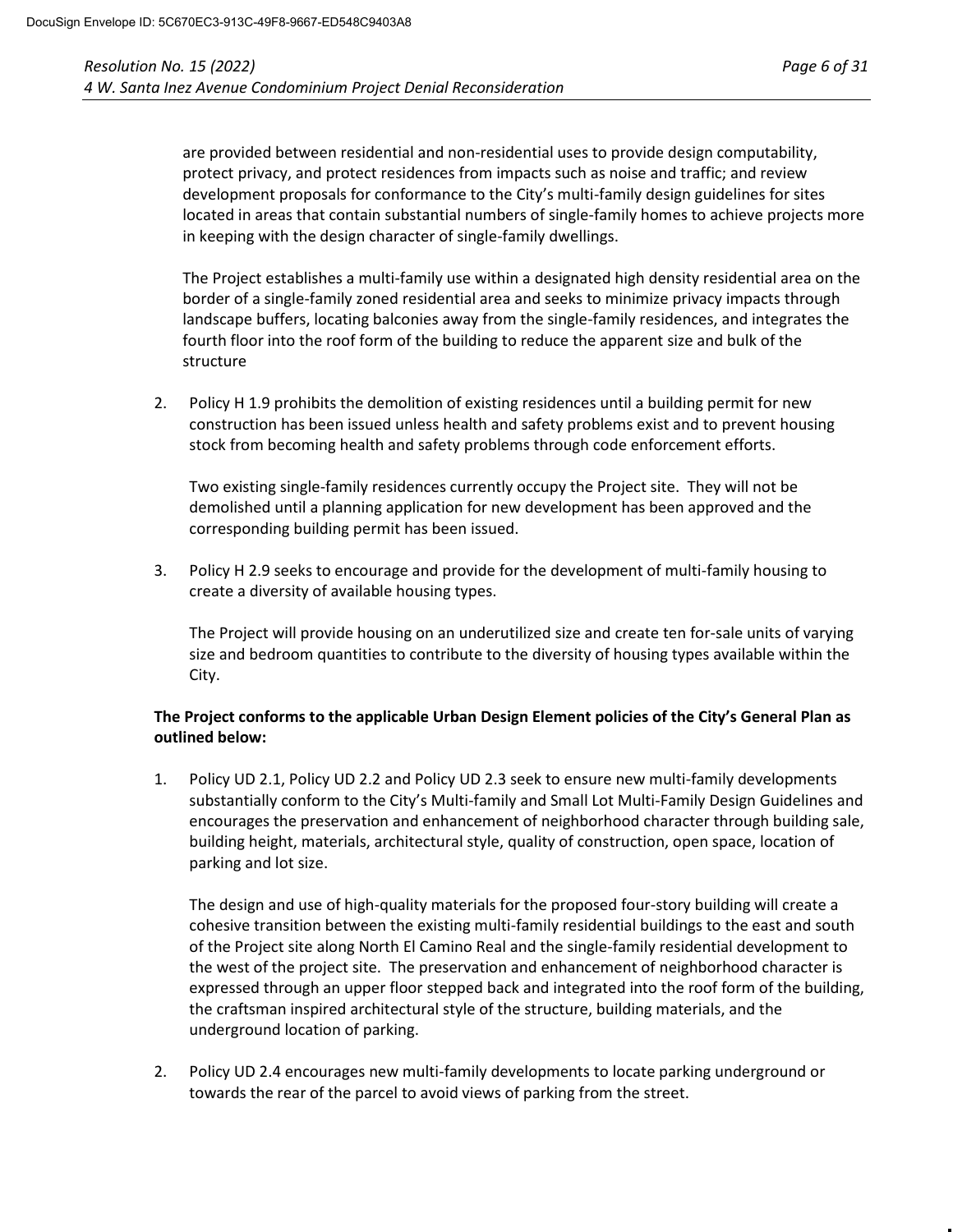are provided between residential and non-residential uses to provide design computability, protect privacy, and protect residences from impacts such as noise and traffic; and review development proposals for conformance to the City's multi-family design guidelines for sites located in areas that contain substantial numbers of single-family homes to achieve projects more in keeping with the design character of single-family dwellings.

The Project establishes a multi-family use within a designated high density residential area on the border of a single-family zoned residential area and seeks to minimize privacy impacts through landscape buffers, locating balconies away from the single-family residences, and integrates the fourth floor into the roof form of the building to reduce the apparent size and bulk of the structure

2. Policy H 1.9 prohibits the demolition of existing residences until a building permit for new construction has been issued unless health and safety problems exist and to prevent housing stock from becoming health and safety problems through code enforcement efforts.

   Two existing single-family residences currently occupy the Project site. They will not be demolished until a planning application for new development has been approved and the corresponding building permit has been issued.

3. Policy H 2.9 seeks to encourage and provide for the development of multi-family housing to create a diversity of available housing types.

   The Project will provide housing on an underutilized size and create ten for-sale units of varying size and bedroom quantities to contribute to the diversity of housing types available within the City.

**The Project conforms to the applicable Urban Design Element policies of the City's General Plan as outlined below:**

1. Policy UD 2.1, Policy UD 2.2 and Policy UD 2.3 seek to ensure new multi-family developments substantially conform to the City's Multi-family and Small Lot Multi-Family Design Guidelines and encourages the preservation and enhancement of neighborhood character through building sale, building height, materials, architectural style, quality of construction, open space, location of parking and lot size.

   The design and use of high-quality materials for the proposed four-story building will create a cohesive transition between the existing multi-family residential buildings to the east and south of the Project site along North El Camino Real and the single-family residential development to the west of the project site. The preservation and enhancement of neighborhood character is expressed through an upper floor stepped back and integrated into the roof form of the building, the craftsman inspired architectural style of the structure, building materials, and the underground location of parking.

2. Policy UD 2.4 encourages new multi-family developments to locate parking underground or towards the rear of the parcel to avoid views of parking from the street.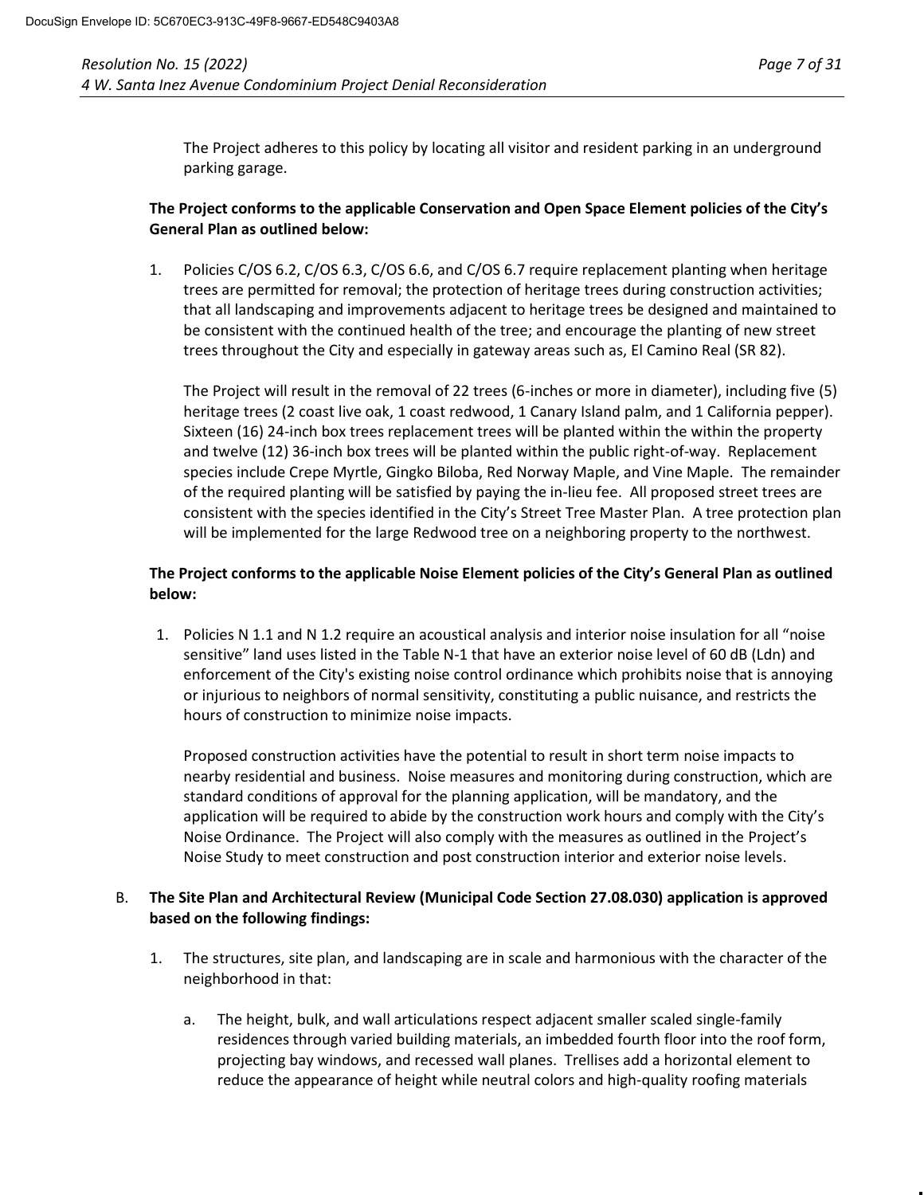The Project adheres to this policy by locating all visitor and resident parking in an underground parking garage.

**The Project conforms to the applicable Conservation and Open Space Element policies of the City's General Plan as outlined below:**

1. Policies C/OS 6.2, C/OS 6.3, C/OS 6.6, and C/OS 6.7 require replacement planting when heritage trees are permitted for removal; the protection of heritage trees during construction activities; that all landscaping and improvements adjacent to heritage trees be designed and maintained to be consistent with the continued health of the tree; and encourage the planting of new street trees throughout the City and especially in gateway areas such as, El Camino Real (SR 82).

   The Project will result in the removal of 22 trees (6-inches or more in diameter), including five (5) heritage trees (2 coast live oak, 1 coast redwood, 1 Canary Island palm, and 1 California pepper). Sixteen (16) 24-inch box trees replacement trees will be planted within the within the property and twelve (12) 36-inch box trees will be planted within the public right-of-way. Replacement species include Crepe Myrtle, Gingko Biloba, Red Norway Maple, and Vine Maple. The remainder of the required planting will be satisfied by paying the in-lieu fee. All proposed street trees are consistent with the species identified in the City's Street Tree Master Plan. A tree protection plan will be implemented for the large Redwood tree on a neighboring property to the northwest.

**The Project conforms to the applicable Noise Element policies of the City's General Plan as outlined below:**

1. Policies N 1.1 and N 1.2 require an acoustical analysis and interior noise insulation for all "noise sensitive" land uses listed in the Table N-1 that have an exterior noise level of 60 dB (Ldn) and enforcement of the City's existing noise control ordinance which prohibits noise that is annoying or injurious to neighbors of normal sensitivity, constituting a public nuisance, and restricts the hours of construction to minimize noise impacts.

   Proposed construction activities have the potential to result in short term noise impacts to nearby residential and business. Noise measures and monitoring during construction, which are standard conditions of approval for the planning application, will be mandatory, and the application will be required to abide by the construction work hours and comply with the City's Noise Ordinance. The Project will also comply with the measures as outlined in the Project's Noise Study to meet construction and post construction interior and exterior noise levels.

B. **The Site Plan and Architectural Review (Municipal Code Section 27.08.030) application is approved based on the following findings:**

   1. The structures, site plan, and landscaping are in scale and harmonious with the character of the neighborhood in that:

      a. The height, bulk, and wall articulations respect adjacent smaller scaled single-family residences through varied building materials, an imbedded fourth floor into the roof form, projecting bay windows, and recessed wall planes. Trellises add a horizontal element to reduce the appearance of height while neutral colors and high-quality roofing materials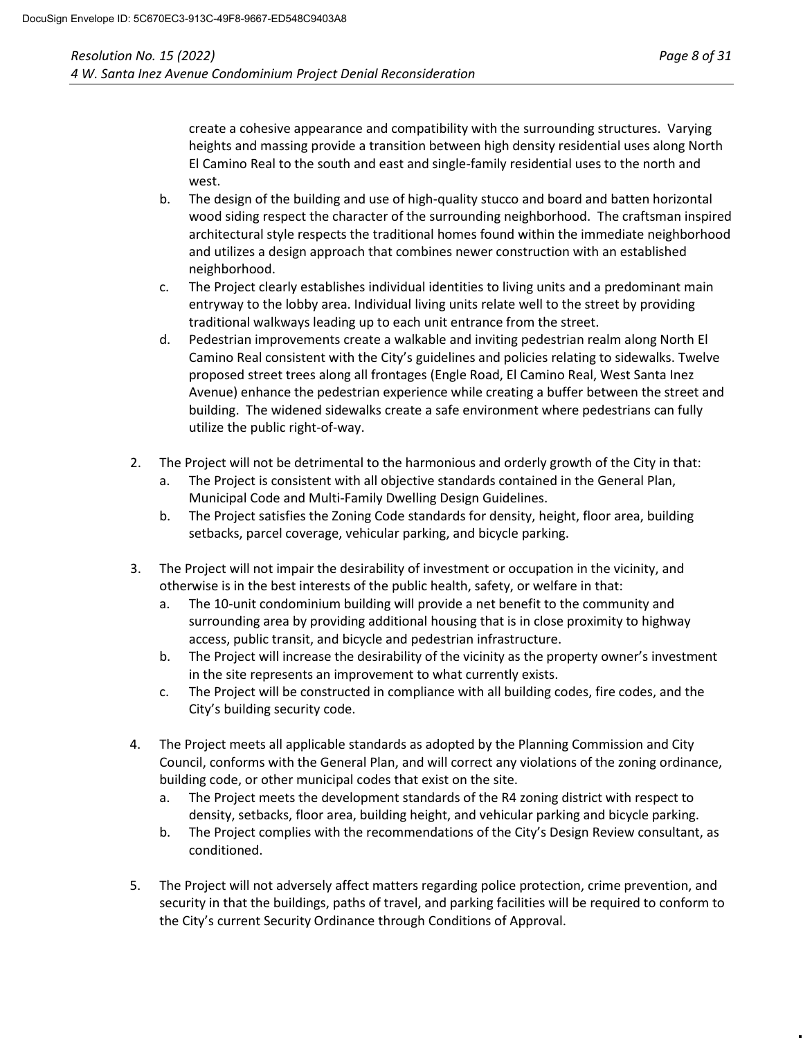create a cohesive appearance and compatibility with the surrounding structures. Varying heights and massing provide a transition between high density residential uses along North El Camino Real to the south and east and single-family residential uses to the north and west.

   b. The design of the building and use of high-quality stucco and board and batten horizontal wood siding respect the character of the surrounding neighborhood. The craftsman inspired architectural style respects the traditional homes found within the immediate neighborhood and utilizes a design approach that combines newer construction with an established neighborhood.
   c. The Project clearly establishes individual identities to living units and a predominant main entryway to the lobby area. Individual living units relate well to the street by providing traditional walkways leading up to each unit entrance from the street.
   d. Pedestrian improvements create a walkable and inviting pedestrian realm along North El Camino Real consistent with the City's guidelines and policies relating to sidewalks. Twelve proposed street trees along all frontages (Engle Road, El Camino Real, West Santa Inez Avenue) enhance the pedestrian experience while creating a buffer between the street and building. The widened sidewalks create a safe environment where pedestrians can fully utilize the public right-of-way.

2. The Project will not be detrimental to the harmonious and orderly growth of the City in that:
   a. The Project is consistent with all objective standards contained in the General Plan, Municipal Code and Multi-Family Dwelling Design Guidelines.
   b. The Project satisfies the Zoning Code standards for density, height, floor area, building setbacks, parcel coverage, vehicular parking, and bicycle parking.

3. The Project will not impair the desirability of investment or occupation in the vicinity, and otherwise is in the best interests of the public health, safety, or welfare in that:
   a. The 10-unit condominium building will provide a net benefit to the community and surrounding area by providing additional housing that is in close proximity to highway access, public transit, and bicycle and pedestrian infrastructure.
   b. The Project will increase the desirability of the vicinity as the property owner's investment in the site represents an improvement to what currently exists.
   c. The Project will be constructed in compliance with all building codes, fire codes, and the City's building security code.

4. The Project meets all applicable standards as adopted by the Planning Commission and City Council, conforms with the General Plan, and will correct any violations of the zoning ordinance, building code, or other municipal codes that exist on the site.
   a. The Project meets the development standards of the R4 zoning district with respect to density, setbacks, floor area, building height, and vehicular parking and bicycle parking.
   b. The Project complies with the recommendations of the City's Design Review consultant, as conditioned.

5. The Project will not adversely affect matters regarding police protection, crime prevention, and security in that the buildings, paths of travel, and parking facilities will be required to conform to the City's current Security Ordinance through Conditions of Approval.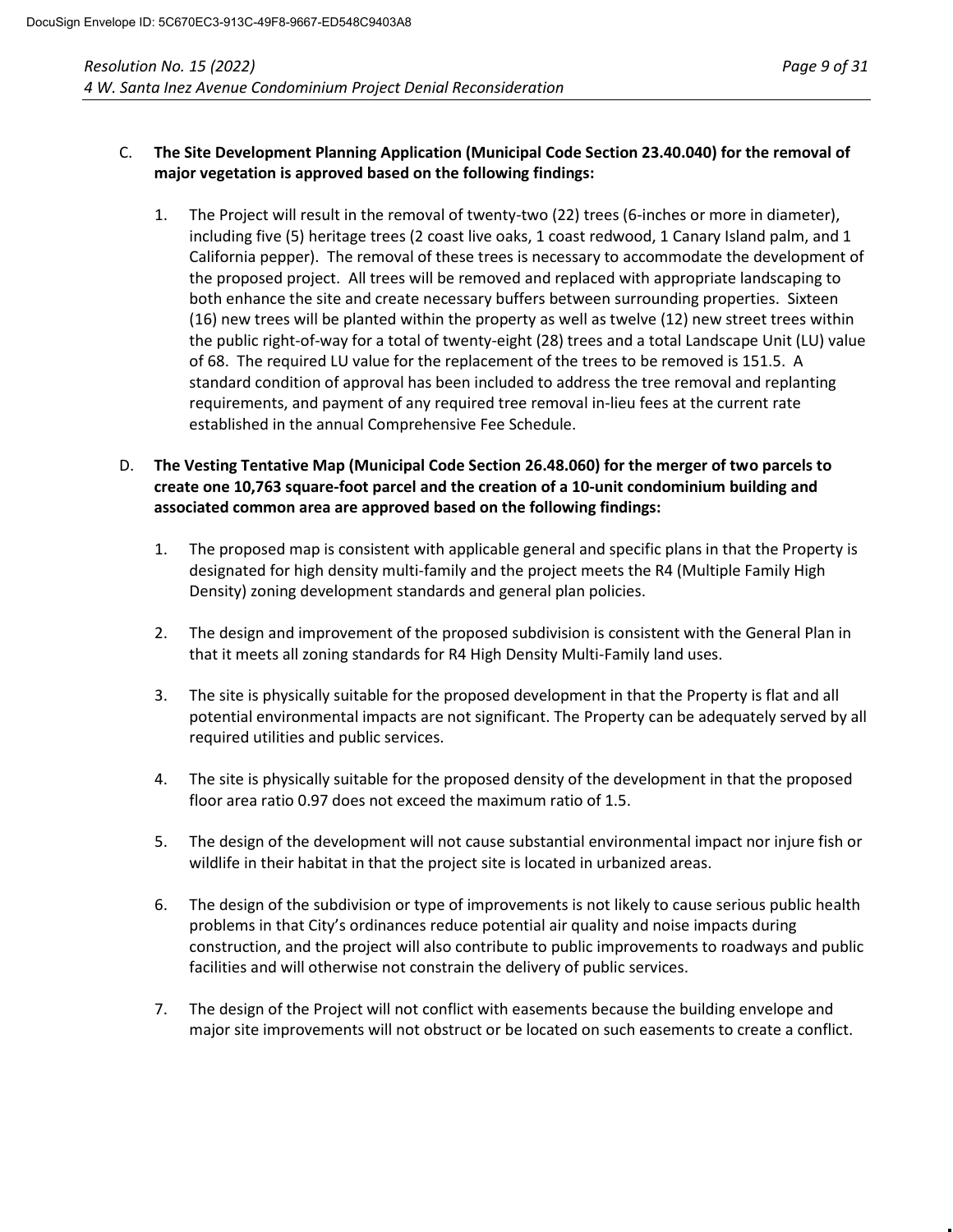C. **The Site Development Planning Application (Municipal Code Section 23.40.040) for the removal of major vegetation is approved based on the following findings:**

1. The Project will result in the removal of twenty-two (22) trees (6-inches or more in diameter), including five (5) heritage trees (2 coast live oaks, 1 coast redwood, 1 Canary Island palm, and 1 California pepper). The removal of these trees is necessary to accommodate the development of the proposed project. All trees will be removed and replaced with appropriate landscaping to both enhance the site and create necessary buffers between surrounding properties. Sixteen (16) new trees will be planted within the property as well as twelve (12) new street trees within the public right-of-way for a total of twenty-eight (28) trees and a total Landscape Unit (LU) value of 68. The required LU value for the replacement of the trees to be removed is 151.5. A standard condition of approval has been included to address the tree removal and replanting requirements, and payment of any required tree removal in-lieu fees at the current rate established in the annual Comprehensive Fee Schedule.

D. **The Vesting Tentative Map (Municipal Code Section 26.48.060) for the merger of two parcels to create one 10,763 square-foot parcel and the creation of a 10-unit condominium building and associated common area are approved based on the following findings:**

1. The proposed map is consistent with applicable general and specific plans in that the Property is designated for high density multi-family and the project meets the R4 (Multiple Family High Density) zoning development standards and general plan policies.

2. The design and improvement of the proposed subdivision is consistent with the General Plan in that it meets all zoning standards for R4 High Density Multi-Family land uses.

3. The site is physically suitable for the proposed development in that the Property is flat and all potential environmental impacts are not significant. The Property can be adequately served by all required utilities and public services.

4. The site is physically suitable for the proposed density of the development in that the proposed floor area ratio 0.97 does not exceed the maximum ratio of 1.5.

5. The design of the development will not cause substantial environmental impact nor injure fish or wildlife in their habitat in that the project site is located in urbanized areas.

6. The design of the subdivision or type of improvements is not likely to cause serious public health problems in that City's ordinances reduce potential air quality and noise impacts during construction, and the project will also contribute to public improvements to roadways and public facilities and will otherwise not constrain the delivery of public services.

7. The design of the Project will not conflict with easements because the building envelope and major site improvements will not obstruct or be located on such easements to create a conflict.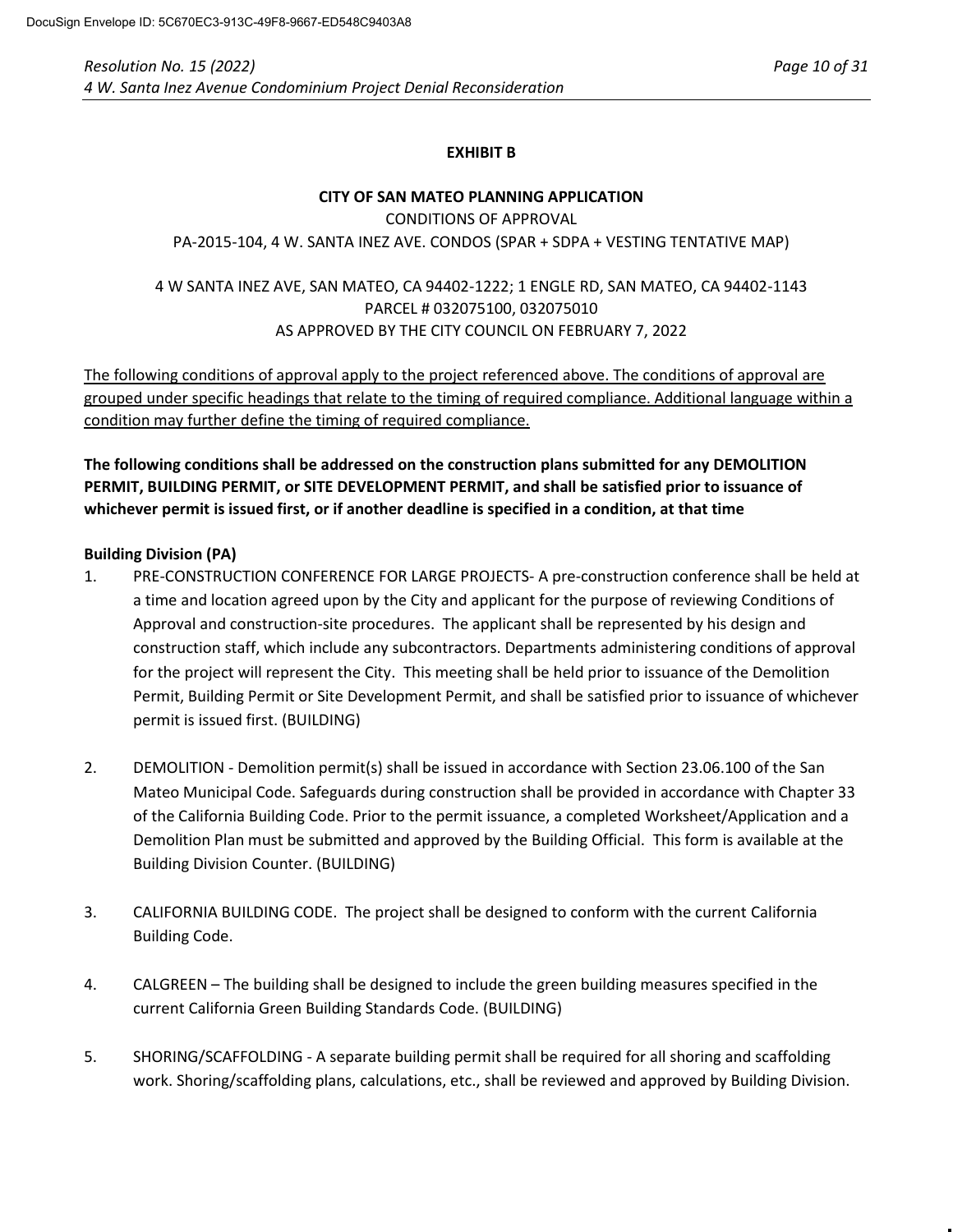**EXHIBIT B**

**CITY OF SAN MATEO PLANNING APPLICATION**

CONDITIONS OF APPROVAL

PA-2015-104, 4 W. SANTA INEZ AVE. CONDOS (SPAR + SDPA + VESTING TENTATIVE MAP)

4 W SANTA INEZ AVE, SAN MATEO, CA 94402-1222; 1 ENGLE RD, SAN MATEO, CA 94402-1143

PARCEL # 032075100, 032075010

AS APPROVED BY THE CITY COUNCIL ON FEBRUARY 7, 2022

<u>The following conditions of approval apply to the project referenced above. The conditions of approval are grouped under specific headings that relate to the timing of required compliance. Additional language within a condition may further define the timing of required compliance.</u>

**The following conditions shall be addressed on the construction plans submitted for any DEMOLITION PERMIT, BUILDING PERMIT, or SITE DEVELOPMENT PERMIT, and shall be satisfied prior to issuance of whichever permit is issued first, or if another deadline is specified in a condition, at that time**

**Building Division (PA)**

1. PRE-CONSTRUCTION CONFERENCE FOR LARGE PROJECTS- A pre-construction conference shall be held at a time and location agreed upon by the City and applicant for the purpose of reviewing Conditions of Approval and construction-site procedures. The applicant shall be represented by his design and construction staff, which include any subcontractors. Departments administering conditions of approval for the project will represent the City. This meeting shall be held prior to issuance of the Demolition Permit, Building Permit or Site Development Permit, and shall be satisfied prior to issuance of whichever permit is issued first. (BUILDING)

2. DEMOLITION - Demolition permit(s) shall be issued in accordance with Section 23.06.100 of the San Mateo Municipal Code. Safeguards during construction shall be provided in accordance with Chapter 33 of the California Building Code. Prior to the permit issuance, a completed Worksheet/Application and a Demolition Plan must be submitted and approved by the Building Official. This form is available at the Building Division Counter. (BUILDING)

3. CALIFORNIA BUILDING CODE. The project shall be designed to conform with the current California Building Code.

4. CALGREEN – The building shall be designed to include the green building measures specified in the current California Green Building Standards Code. (BUILDING)

5. SHORING/SCAFFOLDING - A separate building permit shall be required for all shoring and scaffolding work. Shoring/scaffolding plans, calculations, etc., shall be reviewed and approved by Building Division.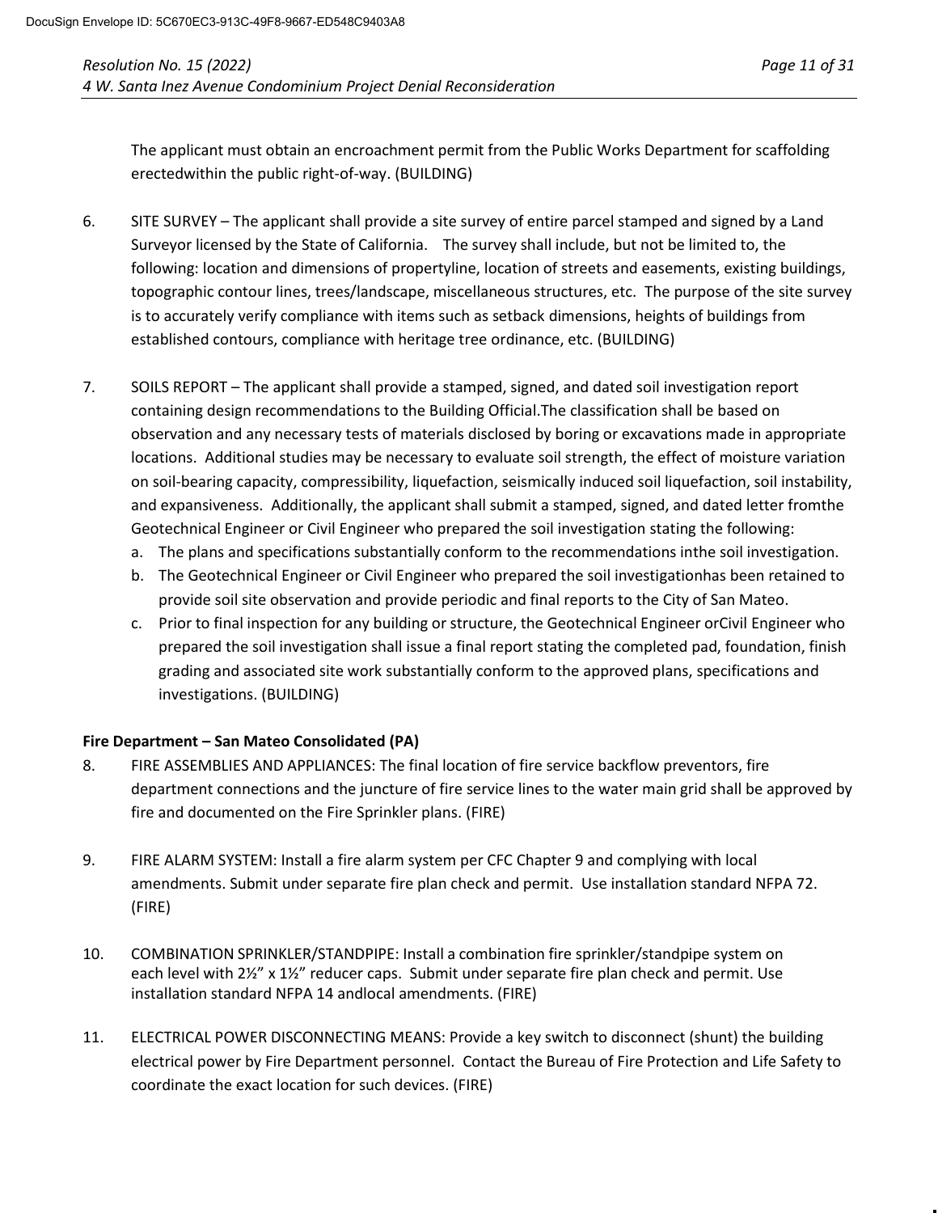The applicant must obtain an encroachment permit from the Public Works Department for scaffolding erectedwithin the public right-of-way. (BUILDING)

6. SITE SURVEY – The applicant shall provide a site survey of entire parcel stamped and signed by a Land Surveyor licensed by the State of California. The survey shall include, but not be limited to, the following: location and dimensions of propertyline, location of streets and easements, existing buildings, topographic contour lines, trees/landscape, miscellaneous structures, etc. The purpose of the site survey is to accurately verify compliance with items such as setback dimensions, heights of buildings from established contours, compliance with heritage tree ordinance, etc. (BUILDING)

7. SOILS REPORT – The applicant shall provide a stamped, signed, and dated soil investigation report containing design recommendations to the Building Official.The classification shall be based on observation and any necessary tests of materials disclosed by boring or excavations made in appropriate locations. Additional studies may be necessary to evaluate soil strength, the effect of moisture variation on soil-bearing capacity, compressibility, liquefaction, seismically induced soil liquefaction, soil instability, and expansiveness. Additionally, the applicant shall submit a stamped, signed, and dated letter fromthe Geotechnical Engineer or Civil Engineer who prepared the soil investigation stating the following:
   a. The plans and specifications substantially conform to the recommendations inthe soil investigation.
   b. The Geotechnical Engineer or Civil Engineer who prepared the soil investigationhas been retained to provide soil site observation and provide periodic and final reports to the City of San Mateo.
   c. Prior to final inspection for any building or structure, the Geotechnical Engineer orCivil Engineer who prepared the soil investigation shall issue a final report stating the completed pad, foundation, finish grading and associated site work substantially conform to the approved plans, specifications and investigations. (BUILDING)

**Fire Department – San Mateo Consolidated (PA)**

8. FIRE ASSEMBLIES AND APPLIANCES: The final location of fire service backflow preventors, fire department connections and the juncture of fire service lines to the water main grid shall be approved by fire and documented on the Fire Sprinkler plans. (FIRE)

9. FIRE ALARM SYSTEM: Install a fire alarm system per CFC Chapter 9 and complying with local amendments. Submit under separate fire plan check and permit. Use installation standard NFPA 72. (FIRE)

10. COMBINATION SPRINKLER/STANDPIPE: Install a combination fire sprinkler/standpipe system on each level with 2½” x 1½” reducer caps. Submit under separate fire plan check and permit. Use installation standard NFPA 14 andlocal amendments. (FIRE)

11. ELECTRICAL POWER DISCONNECTING MEANS: Provide a key switch to disconnect (shunt) the building electrical power by Fire Department personnel. Contact the Bureau of Fire Protection and Life Safety to coordinate the exact location for such devices. (FIRE)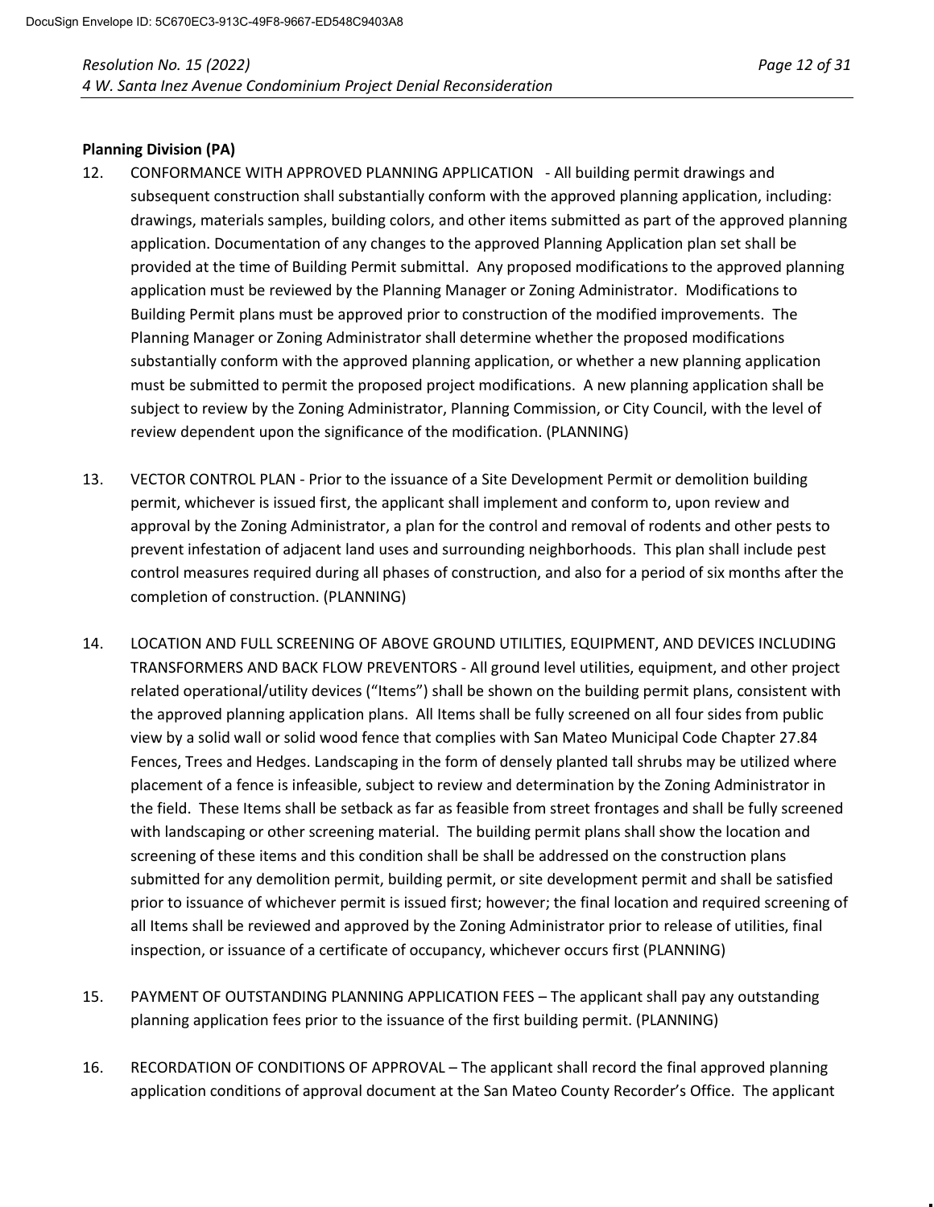**Planning Division (PA)**

12. CONFORMANCE WITH APPROVED PLANNING APPLICATION - All building permit drawings and subsequent construction shall substantially conform with the approved planning application, including: drawings, materials samples, building colors, and other items submitted as part of the approved planning application. Documentation of any changes to the approved Planning Application plan set shall be provided at the time of Building Permit submittal. Any proposed modifications to the approved planning application must be reviewed by the Planning Manager or Zoning Administrator. Modifications to Building Permit plans must be approved prior to construction of the modified improvements. The Planning Manager or Zoning Administrator shall determine whether the proposed modifications substantially conform with the approved planning application, or whether a new planning application must be submitted to permit the proposed project modifications. A new planning application shall be subject to review by the Zoning Administrator, Planning Commission, or City Council, with the level of review dependent upon the significance of the modification. (PLANNING)

13. VECTOR CONTROL PLAN - Prior to the issuance of a Site Development Permit or demolition building permit, whichever is issued first, the applicant shall implement and conform to, upon review and approval by the Zoning Administrator, a plan for the control and removal of rodents and other pests to prevent infestation of adjacent land uses and surrounding neighborhoods. This plan shall include pest control measures required during all phases of construction, and also for a period of six months after the completion of construction. (PLANNING)

14. LOCATION AND FULL SCREENING OF ABOVE GROUND UTILITIES, EQUIPMENT, AND DEVICES INCLUDING TRANSFORMERS AND BACK FLOW PREVENTORS - All ground level utilities, equipment, and other project related operational/utility devices ("Items") shall be shown on the building permit plans, consistent with the approved planning application plans. All Items shall be fully screened on all four sides from public view by a solid wall or solid wood fence that complies with San Mateo Municipal Code Chapter 27.84 Fences, Trees and Hedges. Landscaping in the form of densely planted tall shrubs may be utilized where placement of a fence is infeasible, subject to review and determination by the Zoning Administrator in the field. These Items shall be setback as far as feasible from street frontages and shall be fully screened with landscaping or other screening material. The building permit plans shall show the location and screening of these items and this condition shall be shall be addressed on the construction plans submitted for any demolition permit, building permit, or site development permit and shall be satisfied prior to issuance of whichever permit is issued first; however; the final location and required screening of all Items shall be reviewed and approved by the Zoning Administrator prior to release of utilities, final inspection, or issuance of a certificate of occupancy, whichever occurs first (PLANNING)

15. PAYMENT OF OUTSTANDING PLANNING APPLICATION FEES – The applicant shall pay any outstanding planning application fees prior to the issuance of the first building permit. (PLANNING)

16. RECORDATION OF CONDITIONS OF APPROVAL – The applicant shall record the final approved planning application conditions of approval document at the San Mateo County Recorder's Office. The applicant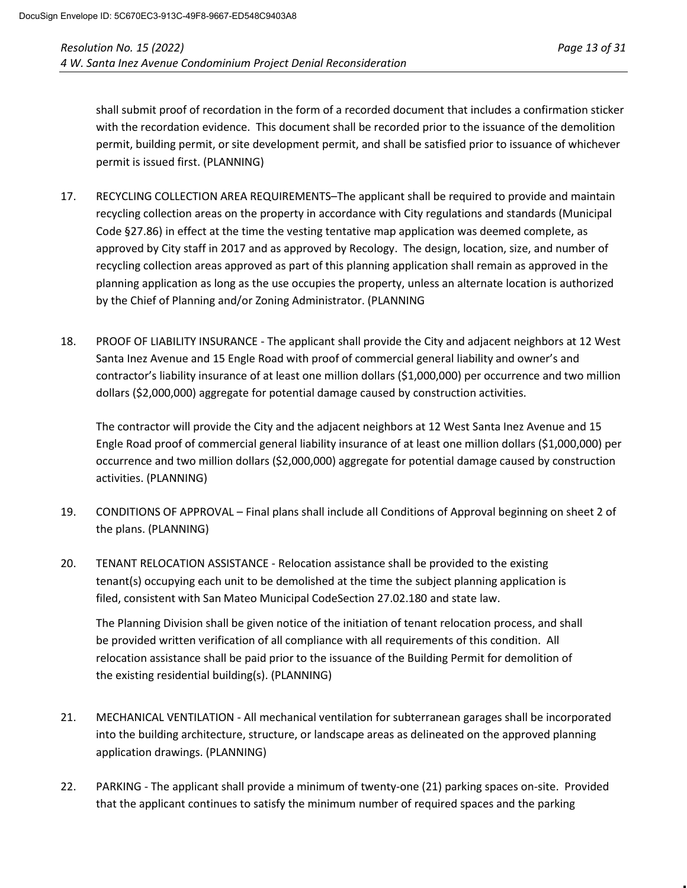shall submit proof of recordation in the form of a recorded document that includes a confirmation sticker with the recordation evidence. This document shall be recorded prior to the issuance of the demolition permit, building permit, or site development permit, and shall be satisfied prior to issuance of whichever permit is issued first. (PLANNING)

17. RECYCLING COLLECTION AREA REQUIREMENTS–The applicant shall be required to provide and maintain recycling collection areas on the property in accordance with City regulations and standards (Municipal Code §27.86) in effect at the time the vesting tentative map application was deemed complete, as approved by City staff in 2017 and as approved by Recology. The design, location, size, and number of recycling collection areas approved as part of this planning application shall remain as approved in the planning application as long as the use occupies the property, unless an alternate location is authorized by the Chief of Planning and/or Zoning Administrator. (PLANNING

18. PROOF OF LIABILITY INSURANCE - The applicant shall provide the City and adjacent neighbors at 12 West Santa Inez Avenue and 15 Engle Road with proof of commercial general liability and owner's and contractor's liability insurance of at least one million dollars ($1,000,000) per occurrence and two million dollars ($2,000,000) aggregate for potential damage caused by construction activities.

    The contractor will provide the City and the adjacent neighbors at 12 West Santa Inez Avenue and 15 Engle Road proof of commercial general liability insurance of at least one million dollars ($1,000,000) per occurrence and two million dollars ($2,000,000) aggregate for potential damage caused by construction activities. (PLANNING)

19. CONDITIONS OF APPROVAL – Final plans shall include all Conditions of Approval beginning on sheet 2 of the plans. (PLANNING)

20. TENANT RELOCATION ASSISTANCE - Relocation assistance shall be provided to the existing tenant(s) occupying each unit to be demolished at the time the subject planning application is filed, consistent with San Mateo Municipal CodeSection 27.02.180 and state law.

    The Planning Division shall be given notice of the initiation of tenant relocation process, and shall be provided written verification of all compliance with all requirements of this condition. All relocation assistance shall be paid prior to the issuance of the Building Permit for demolition of the existing residential building(s). (PLANNING)

21. MECHANICAL VENTILATION - All mechanical ventilation for subterranean garages shall be incorporated into the building architecture, structure, or landscape areas as delineated on the approved planning application drawings. (PLANNING)

22. PARKING - The applicant shall provide a minimum of twenty-one (21) parking spaces on-site. Provided that the applicant continues to satisfy the minimum number of required spaces and the parking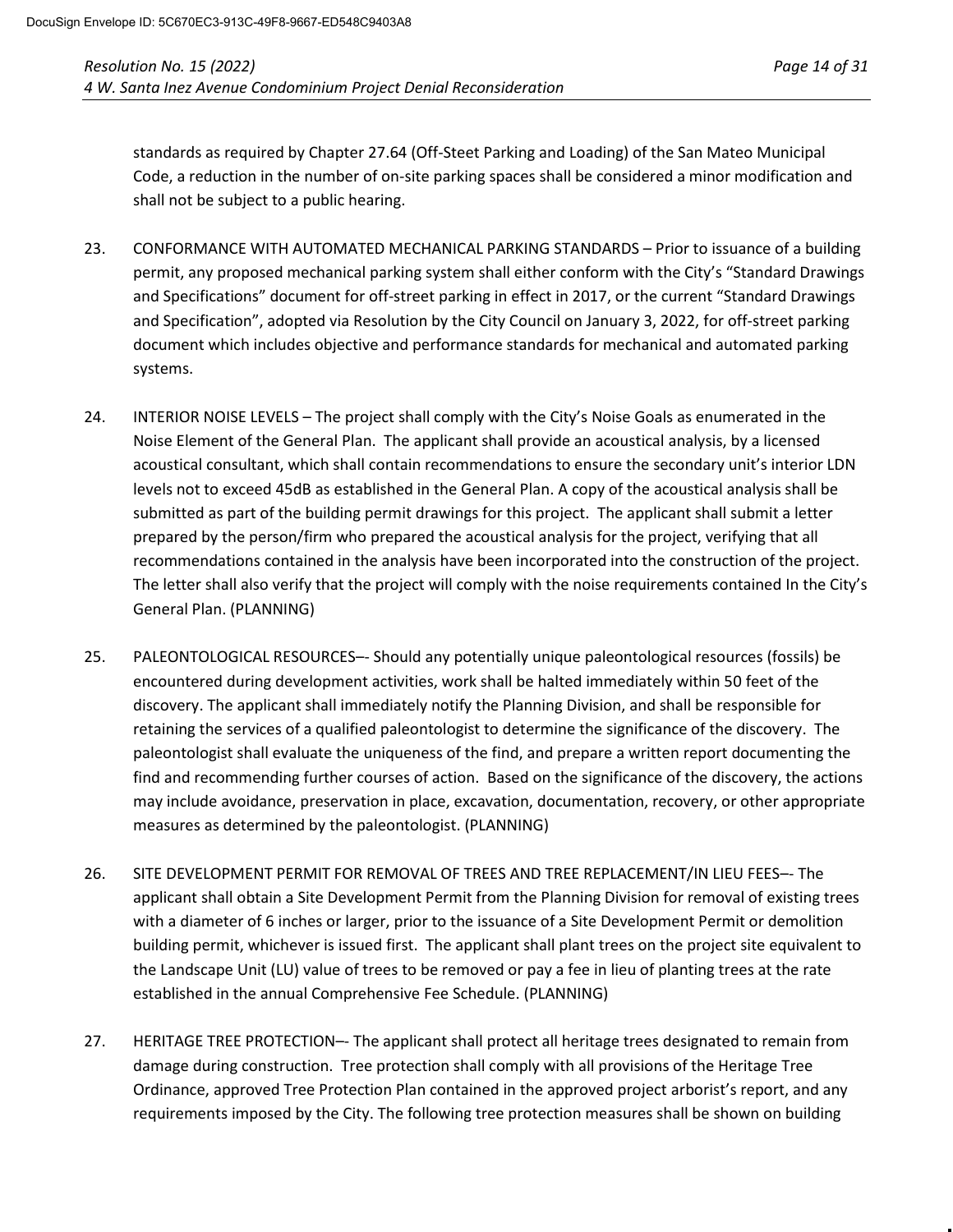standards as required by Chapter 27.64 (Off-Steet Parking and Loading) of the San Mateo Municipal Code, a reduction in the number of on-site parking spaces shall be considered a minor modification and shall not be subject to a public hearing.

23. CONFORMANCE WITH AUTOMATED MECHANICAL PARKING STANDARDS – Prior to issuance of a building permit, any proposed mechanical parking system shall either conform with the City's "Standard Drawings and Specifications" document for off-street parking in effect in 2017, or the current "Standard Drawings and Specification", adopted via Resolution by the City Council on January 3, 2022, for off-street parking document which includes objective and performance standards for mechanical and automated parking systems.

24. INTERIOR NOISE LEVELS – The project shall comply with the City's Noise Goals as enumerated in the Noise Element of the General Plan. The applicant shall provide an acoustical analysis, by a licensed acoustical consultant, which shall contain recommendations to ensure the secondary unit's interior LDN levels not to exceed 45dB as established in the General Plan. A copy of the acoustical analysis shall be submitted as part of the building permit drawings for this project. The applicant shall submit a letter prepared by the person/firm who prepared the acoustical analysis for the project, verifying that all recommendations contained in the analysis have been incorporated into the construction of the project. The letter shall also verify that the project will comply with the noise requirements contained In the City's General Plan. (PLANNING)

25. PALEONTOLOGICAL RESOURCES–- Should any potentially unique paleontological resources (fossils) be encountered during development activities, work shall be halted immediately within 50 feet of the discovery. The applicant shall immediately notify the Planning Division, and shall be responsible for retaining the services of a qualified paleontologist to determine the significance of the discovery. The paleontologist shall evaluate the uniqueness of the find, and prepare a written report documenting the find and recommending further courses of action. Based on the significance of the discovery, the actions may include avoidance, preservation in place, excavation, documentation, recovery, or other appropriate measures as determined by the paleontologist. (PLANNING)

26. SITE DEVELOPMENT PERMIT FOR REMOVAL OF TREES AND TREE REPLACEMENT/IN LIEU FEES–- The applicant shall obtain a Site Development Permit from the Planning Division for removal of existing trees with a diameter of 6 inches or larger, prior to the issuance of a Site Development Permit or demolition building permit, whichever is issued first. The applicant shall plant trees on the project site equivalent to the Landscape Unit (LU) value of trees to be removed or pay a fee in lieu of planting trees at the rate established in the annual Comprehensive Fee Schedule. (PLANNING)

27. HERITAGE TREE PROTECTION–- The applicant shall protect all heritage trees designated to remain from damage during construction. Tree protection shall comply with all provisions of the Heritage Tree Ordinance, approved Tree Protection Plan contained in the approved project arborist's report, and any requirements imposed by the City. The following tree protection measures shall be shown on building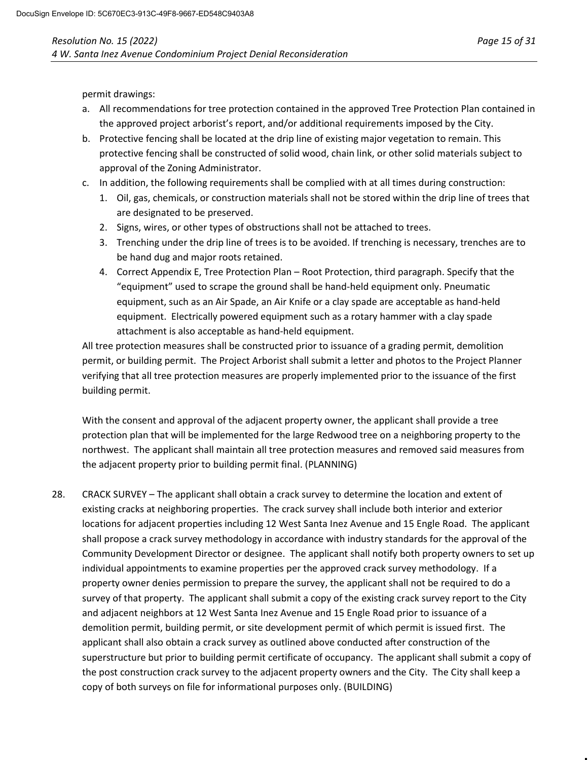permit drawings:

a. All recommendations for tree protection contained in the approved Tree Protection Plan contained in the approved project arborist's report, and/or additional requirements imposed by the City.
b. Protective fencing shall be located at the drip line of existing major vegetation to remain. This protective fencing shall be constructed of solid wood, chain link, or other solid materials subject to approval of the Zoning Administrator.
c. In addition, the following requirements shall be complied with at all times during construction:
   1. Oil, gas, chemicals, or construction materials shall not be stored within the drip line of trees that are designated to be preserved.
   2. Signs, wires, or other types of obstructions shall not be attached to trees.
   3. Trenching under the drip line of trees is to be avoided. If trenching is necessary, trenches are to be hand dug and major roots retained.
   4. Correct Appendix E, Tree Protection Plan – Root Protection, third paragraph. Specify that the "equipment" used to scrape the ground shall be hand-held equipment only. Pneumatic equipment, such as an Air Spade, an Air Knife or a clay spade are acceptable as hand-held equipment. Electrically powered equipment such as a rotary hammer with a clay spade attachment is also acceptable as hand-held equipment.

All tree protection measures shall be constructed prior to issuance of a grading permit, demolition permit, or building permit. The Project Arborist shall submit a letter and photos to the Project Planner verifying that all tree protection measures are properly implemented prior to the issuance of the first building permit.

With the consent and approval of the adjacent property owner, the applicant shall provide a tree protection plan that will be implemented for the large Redwood tree on a neighboring property to the northwest. The applicant shall maintain all tree protection measures and removed said measures from the adjacent property prior to building permit final. (PLANNING)

28. CRACK SURVEY – The applicant shall obtain a crack survey to determine the location and extent of existing cracks at neighboring properties. The crack survey shall include both interior and exterior locations for adjacent properties including 12 West Santa Inez Avenue and 15 Engle Road. The applicant shall propose a crack survey methodology in accordance with industry standards for the approval of the Community Development Director or designee. The applicant shall notify both property owners to set up individual appointments to examine properties per the approved crack survey methodology. If a property owner denies permission to prepare the survey, the applicant shall not be required to do a survey of that property. The applicant shall submit a copy of the existing crack survey report to the City and adjacent neighbors at 12 West Santa Inez Avenue and 15 Engle Road prior to issuance of a demolition permit, building permit, or site development permit of which permit is issued first. The applicant shall also obtain a crack survey as outlined above conducted after construction of the superstructure but prior to building permit certificate of occupancy. The applicant shall submit a copy of the post construction crack survey to the adjacent property owners and the City. The City shall keep a copy of both surveys on file for informational purposes only. (BUILDING)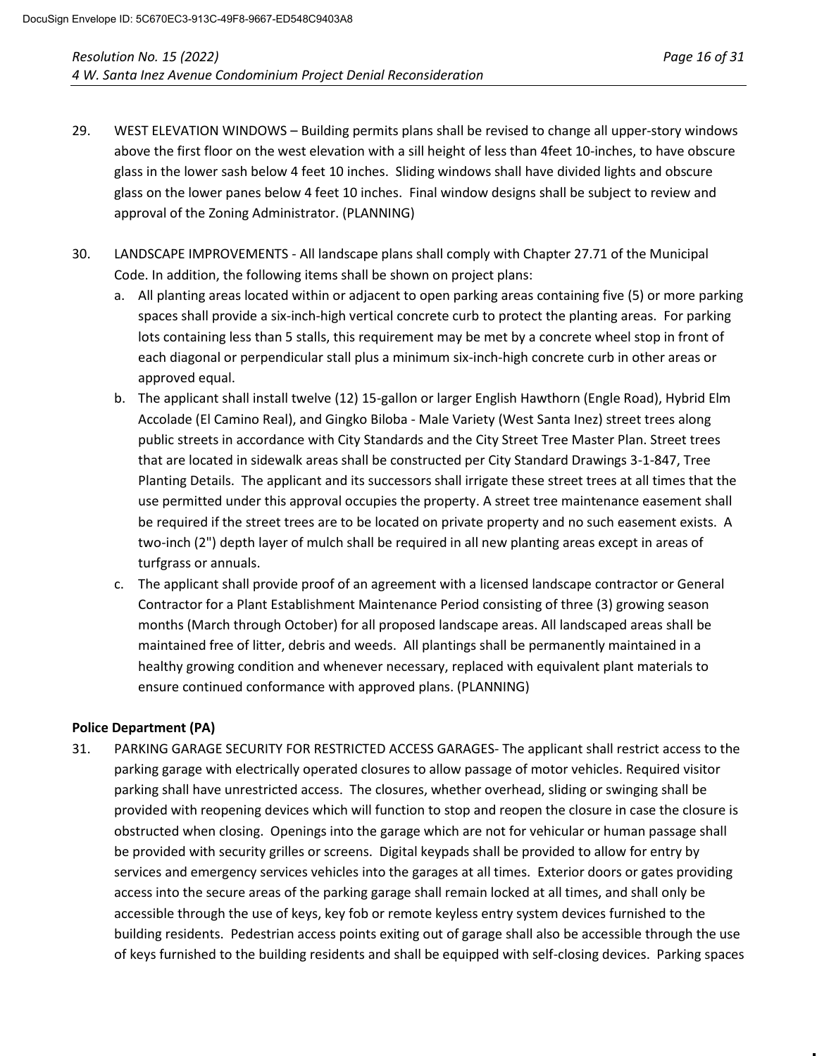29. WEST ELEVATION WINDOWS – Building permits plans shall be revised to change all upper-story windows above the first floor on the west elevation with a sill height of less than 4feet 10-inches, to have obscure glass in the lower sash below 4 feet 10 inches. Sliding windows shall have divided lights and obscure glass on the lower panes below 4 feet 10 inches. Final window designs shall be subject to review and approval of the Zoning Administrator. (PLANNING)

30. LANDSCAPE IMPROVEMENTS - All landscape plans shall comply with Chapter 27.71 of the Municipal Code. In addition, the following items shall be shown on project plans:
    a. All planting areas located within or adjacent to open parking areas containing five (5) or more parking spaces shall provide a six-inch-high vertical concrete curb to protect the planting areas. For parking lots containing less than 5 stalls, this requirement may be met by a concrete wheel stop in front of each diagonal or perpendicular stall plus a minimum six-inch-high concrete curb in other areas or approved equal.
    b. The applicant shall install twelve (12) 15-gallon or larger English Hawthorn (Engle Road), Hybrid Elm Accolade (El Camino Real), and Gingko Biloba - Male Variety (West Santa Inez) street trees along public streets in accordance with City Standards and the City Street Tree Master Plan. Street trees that are located in sidewalk areas shall be constructed per City Standard Drawings 3-1-847, Tree Planting Details. The applicant and its successors shall irrigate these street trees at all times that the use permitted under this approval occupies the property. A street tree maintenance easement shall be required if the street trees are to be located on private property and no such easement exists. A two-inch (2") depth layer of mulch shall be required in all new planting areas except in areas of turfgrass or annuals.
    c. The applicant shall provide proof of an agreement with a licensed landscape contractor or General Contractor for a Plant Establishment Maintenance Period consisting of three (3) growing season months (March through October) for all proposed landscape areas. All landscaped areas shall be maintained free of litter, debris and weeds. All plantings shall be permanently maintained in a healthy growing condition and whenever necessary, replaced with equivalent plant materials to ensure continued conformance with approved plans. (PLANNING)

**Police Department (PA)**

31. PARKING GARAGE SECURITY FOR RESTRICTED ACCESS GARAGES- The applicant shall restrict access to the parking garage with electrically operated closures to allow passage of motor vehicles. Required visitor parking shall have unrestricted access. The closures, whether overhead, sliding or swinging shall be provided with reopening devices which will function to stop and reopen the closure in case the closure is obstructed when closing. Openings into the garage which are not for vehicular or human passage shall be provided with security grilles or screens. Digital keypads shall be provided to allow for entry by services and emergency services vehicles into the garages at all times. Exterior doors or gates providing access into the secure areas of the parking garage shall remain locked at all times, and shall only be accessible through the use of keys, key fob or remote keyless entry system devices furnished to the building residents. Pedestrian access points exiting out of garage shall also be accessible through the use of keys furnished to the building residents and shall be equipped with self-closing devices. Parking spaces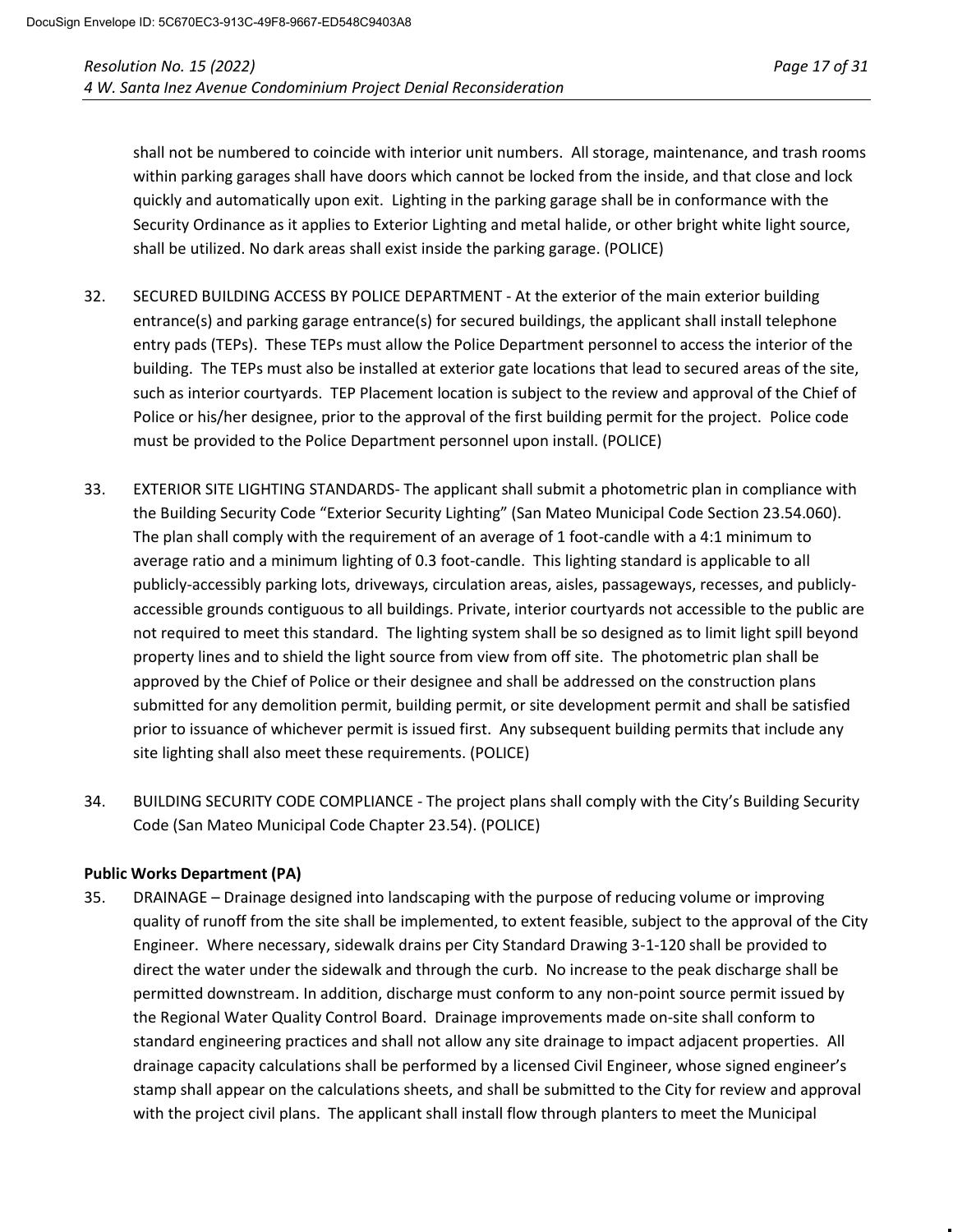shall not be numbered to coincide with interior unit numbers. All storage, maintenance, and trash rooms within parking garages shall have doors which cannot be locked from the inside, and that close and lock quickly and automatically upon exit. Lighting in the parking garage shall be in conformance with the Security Ordinance as it applies to Exterior Lighting and metal halide, or other bright white light source, shall be utilized. No dark areas shall exist inside the parking garage. (POLICE)

32. SECURED BUILDING ACCESS BY POLICE DEPARTMENT - At the exterior of the main exterior building entrance(s) and parking garage entrance(s) for secured buildings, the applicant shall install telephone entry pads (TEPs). These TEPs must allow the Police Department personnel to access the interior of the building. The TEPs must also be installed at exterior gate locations that lead to secured areas of the site, such as interior courtyards. TEP Placement location is subject to the review and approval of the Chief of Police or his/her designee, prior to the approval of the first building permit for the project. Police code must be provided to the Police Department personnel upon install. (POLICE)

33. EXTERIOR SITE LIGHTING STANDARDS- The applicant shall submit a photometric plan in compliance with the Building Security Code "Exterior Security Lighting" (San Mateo Municipal Code Section 23.54.060). The plan shall comply with the requirement of an average of 1 foot-candle with a 4:1 minimum to average ratio and a minimum lighting of 0.3 foot-candle. This lighting standard is applicable to all publicly-accessibly parking lots, driveways, circulation areas, aisles, passageways, recesses, and publicly-accessible grounds contiguous to all buildings. Private, interior courtyards not accessible to the public are not required to meet this standard. The lighting system shall be so designed as to limit light spill beyond property lines and to shield the light source from view from off site. The photometric plan shall be approved by the Chief of Police or their designee and shall be addressed on the construction plans submitted for any demolition permit, building permit, or site development permit and shall be satisfied prior to issuance of whichever permit is issued first. Any subsequent building permits that include any site lighting shall also meet these requirements. (POLICE)

34. BUILDING SECURITY CODE COMPLIANCE - The project plans shall comply with the City's Building Security Code (San Mateo Municipal Code Chapter 23.54). (POLICE)

**Public Works Department (PA)**

35. DRAINAGE – Drainage designed into landscaping with the purpose of reducing volume or improving quality of runoff from the site shall be implemented, to extent feasible, subject to the approval of the City Engineer. Where necessary, sidewalk drains per City Standard Drawing 3-1-120 shall be provided to direct the water under the sidewalk and through the curb. No increase to the peak discharge shall be permitted downstream. In addition, discharge must conform to any non-point source permit issued by the Regional Water Quality Control Board. Drainage improvements made on-site shall conform to standard engineering practices and shall not allow any site drainage to impact adjacent properties. All drainage capacity calculations shall be performed by a licensed Civil Engineer, whose signed engineer's stamp shall appear on the calculations sheets, and shall be submitted to the City for review and approval with the project civil plans. The applicant shall install flow through planters to meet the Municipal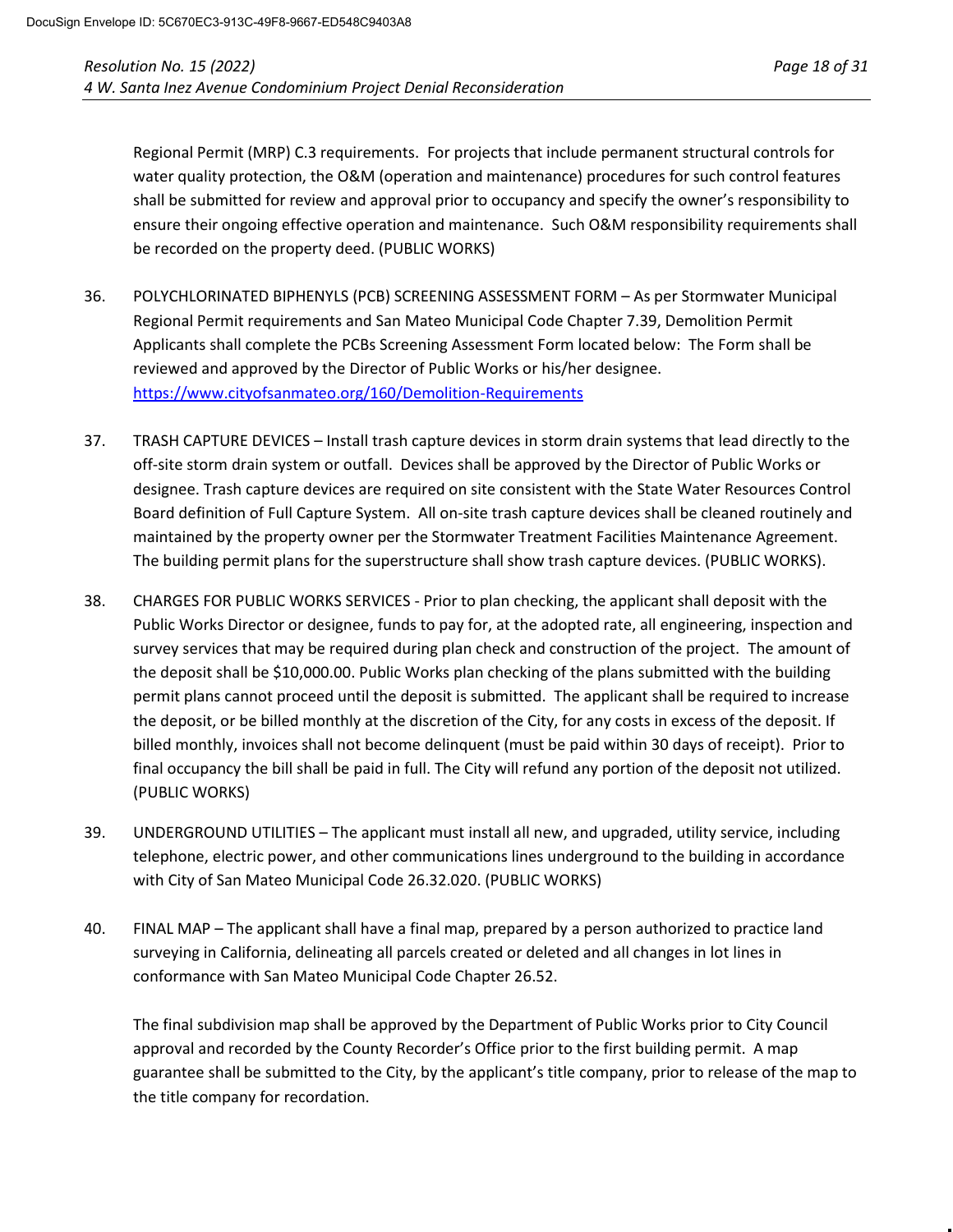Regional Permit (MRP) C.3 requirements. For projects that include permanent structural controls for water quality protection, the O&M (operation and maintenance) procedures for such control features shall be submitted for review and approval prior to occupancy and specify the owner's responsibility to ensure their ongoing effective operation and maintenance. Such O&M responsibility requirements shall be recorded on the property deed. (PUBLIC WORKS)

36. POLYCHLORINATED BIPHENYLS (PCB) SCREENING ASSESSMENT FORM – As per Stormwater Municipal Regional Permit requirements and San Mateo Municipal Code Chapter 7.39, Demolition Permit Applicants shall complete the PCBs Screening Assessment Form located below: The Form shall be reviewed and approved by the Director of Public Works or his/her designee. https://www.cityofsanmateo.org/160/Demolition-Requirements

37. TRASH CAPTURE DEVICES – Install trash capture devices in storm drain systems that lead directly to the off-site storm drain system or outfall. Devices shall be approved by the Director of Public Works or designee. Trash capture devices are required on site consistent with the State Water Resources Control Board definition of Full Capture System. All on-site trash capture devices shall be cleaned routinely and maintained by the property owner per the Stormwater Treatment Facilities Maintenance Agreement. The building permit plans for the superstructure shall show trash capture devices. (PUBLIC WORKS).

38. CHARGES FOR PUBLIC WORKS SERVICES - Prior to plan checking, the applicant shall deposit with the Public Works Director or designee, funds to pay for, at the adopted rate, all engineering, inspection and survey services that may be required during plan check and construction of the project. The amount of the deposit shall be $10,000.00. Public Works plan checking of the plans submitted with the building permit plans cannot proceed until the deposit is submitted. The applicant shall be required to increase the deposit, or be billed monthly at the discretion of the City, for any costs in excess of the deposit. If billed monthly, invoices shall not become delinquent (must be paid within 30 days of receipt). Prior to final occupancy the bill shall be paid in full. The City will refund any portion of the deposit not utilized. (PUBLIC WORKS)

39. UNDERGROUND UTILITIES – The applicant must install all new, and upgraded, utility service, including telephone, electric power, and other communications lines underground to the building in accordance with City of San Mateo Municipal Code 26.32.020. (PUBLIC WORKS)

40. FINAL MAP – The applicant shall have a final map, prepared by a person authorized to practice land surveying in California, delineating all parcels created or deleted and all changes in lot lines in conformance with San Mateo Municipal Code Chapter 26.52.

    The final subdivision map shall be approved by the Department of Public Works prior to City Council approval and recorded by the County Recorder's Office prior to the first building permit. A map guarantee shall be submitted to the City, by the applicant's title company, prior to release of the map to the title company for recordation.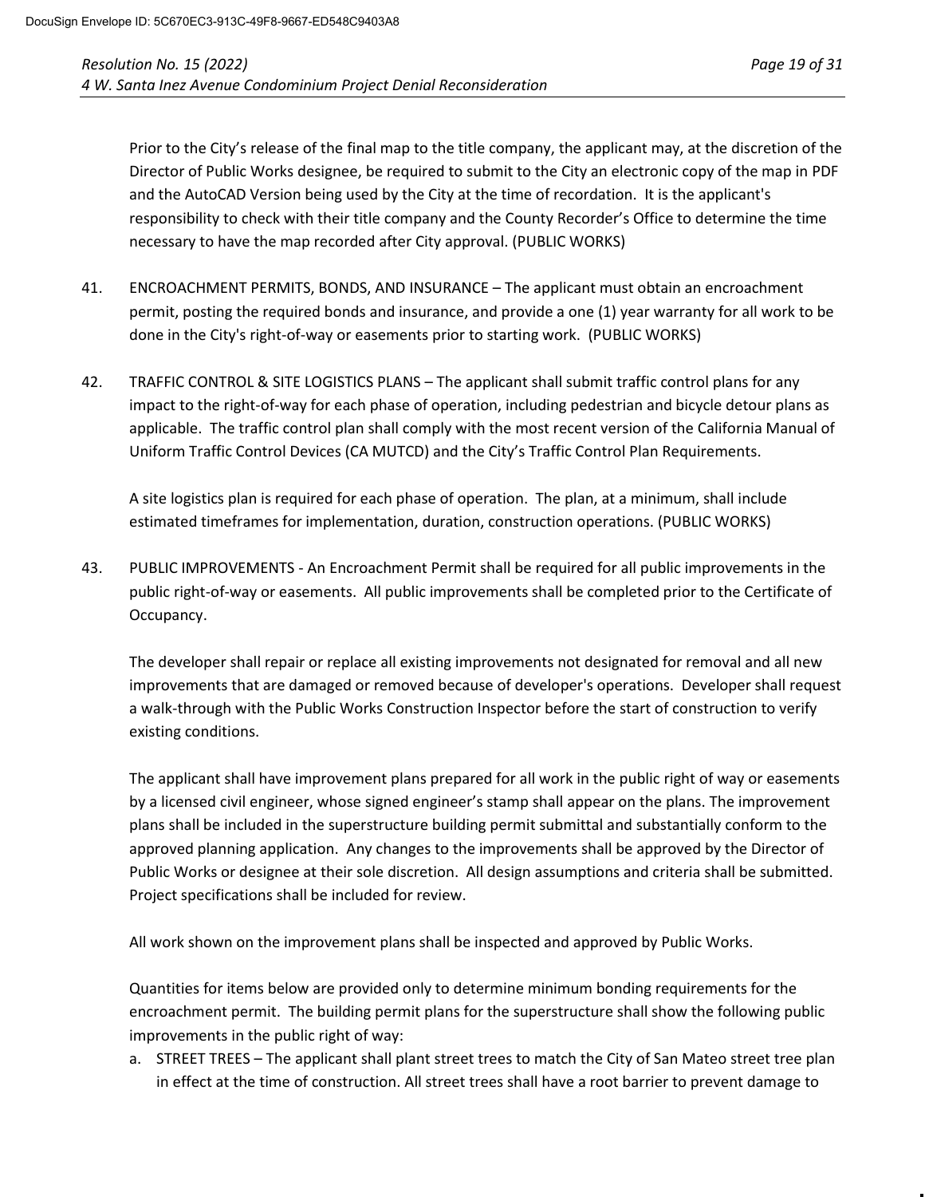Prior to the City's release of the final map to the title company, the applicant may, at the discretion of the Director of Public Works designee, be required to submit to the City an electronic copy of the map in PDF and the AutoCAD Version being used by the City at the time of recordation. It is the applicant's responsibility to check with their title company and the County Recorder's Office to determine the time necessary to have the map recorded after City approval. (PUBLIC WORKS)

41. ENCROACHMENT PERMITS, BONDS, AND INSURANCE – The applicant must obtain an encroachment permit, posting the required bonds and insurance, and provide a one (1) year warranty for all work to be done in the City's right-of-way or easements prior to starting work. (PUBLIC WORKS)

42. TRAFFIC CONTROL & SITE LOGISTICS PLANS – The applicant shall submit traffic control plans for any impact to the right-of-way for each phase of operation, including pedestrian and bicycle detour plans as applicable. The traffic control plan shall comply with the most recent version of the California Manual of Uniform Traffic Control Devices (CA MUTCD) and the City's Traffic Control Plan Requirements.

    A site logistics plan is required for each phase of operation. The plan, at a minimum, shall include estimated timeframes for implementation, duration, construction operations. (PUBLIC WORKS)

43. PUBLIC IMPROVEMENTS - An Encroachment Permit shall be required for all public improvements in the public right-of-way or easements. All public improvements shall be completed prior to the Certificate of Occupancy.

    The developer shall repair or replace all existing improvements not designated for removal and all new improvements that are damaged or removed because of developer's operations. Developer shall request a walk-through with the Public Works Construction Inspector before the start of construction to verify existing conditions.

    The applicant shall have improvement plans prepared for all work in the public right of way or easements by a licensed civil engineer, whose signed engineer's stamp shall appear on the plans. The improvement plans shall be included in the superstructure building permit submittal and substantially conform to the approved planning application. Any changes to the improvements shall be approved by the Director of Public Works or designee at their sole discretion. All design assumptions and criteria shall be submitted. Project specifications shall be included for review.

    All work shown on the improvement plans shall be inspected and approved by Public Works.

    Quantities for items below are provided only to determine minimum bonding requirements for the encroachment permit. The building permit plans for the superstructure shall show the following public improvements in the public right of way:

    a. STREET TREES – The applicant shall plant street trees to match the City of San Mateo street tree plan in effect at the time of construction. All street trees shall have a root barrier to prevent damage to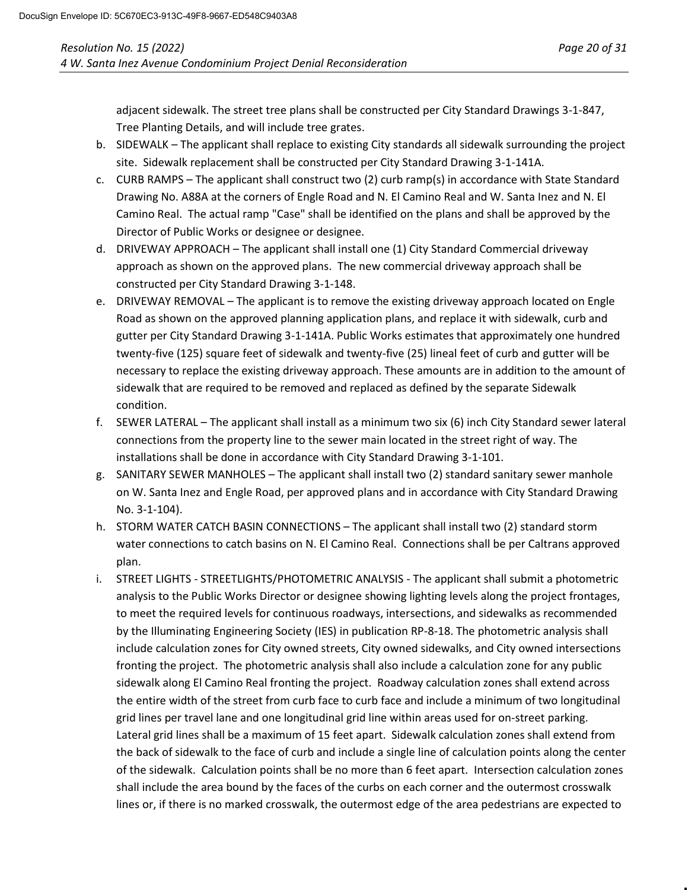adjacent sidewalk. The street tree plans shall be constructed per City Standard Drawings 3-1-847, Tree Planting Details, and will include tree grates.

b. SIDEWALK – The applicant shall replace to existing City standards all sidewalk surrounding the project site. Sidewalk replacement shall be constructed per City Standard Drawing 3-1-141A.

c. CURB RAMPS – The applicant shall construct two (2) curb ramp(s) in accordance with State Standard Drawing No. A88A at the corners of Engle Road and N. El Camino Real and W. Santa Inez and N. El Camino Real. The actual ramp "Case" shall be identified on the plans and shall be approved by the Director of Public Works or designee or designee.

d. DRIVEWAY APPROACH – The applicant shall install one (1) City Standard Commercial driveway approach as shown on the approved plans. The new commercial driveway approach shall be constructed per City Standard Drawing 3-1-148.

e. DRIVEWAY REMOVAL – The applicant is to remove the existing driveway approach located on Engle Road as shown on the approved planning application plans, and replace it with sidewalk, curb and gutter per City Standard Drawing 3-1-141A. Public Works estimates that approximately one hundred twenty-five (125) square feet of sidewalk and twenty-five (25) lineal feet of curb and gutter will be necessary to replace the existing driveway approach. These amounts are in addition to the amount of sidewalk that are required to be removed and replaced as defined by the separate Sidewalk condition.

f. SEWER LATERAL – The applicant shall install as a minimum two six (6) inch City Standard sewer lateral connections from the property line to the sewer main located in the street right of way. The installations shall be done in accordance with City Standard Drawing 3-1-101.

g. SANITARY SEWER MANHOLES – The applicant shall install two (2) standard sanitary sewer manhole on W. Santa Inez and Engle Road, per approved plans and in accordance with City Standard Drawing No. 3-1-104).

h. STORM WATER CATCH BASIN CONNECTIONS – The applicant shall install two (2) standard storm water connections to catch basins on N. El Camino Real. Connections shall be per Caltrans approved plan.

i. STREET LIGHTS - STREETLIGHTS/PHOTOMETRIC ANALYSIS - The applicant shall submit a photometric analysis to the Public Works Director or designee showing lighting levels along the project frontages, to meet the required levels for continuous roadways, intersections, and sidewalks as recommended by the Illuminating Engineering Society (IES) in publication RP-8-18. The photometric analysis shall include calculation zones for City owned streets, City owned sidewalks, and City owned intersections fronting the project. The photometric analysis shall also include a calculation zone for any public sidewalk along El Camino Real fronting the project. Roadway calculation zones shall extend across the entire width of the street from curb face to curb face and include a minimum of two longitudinal grid lines per travel lane and one longitudinal grid line within areas used for on-street parking. Lateral grid lines shall be a maximum of 15 feet apart. Sidewalk calculation zones shall extend from the back of sidewalk to the face of curb and include a single line of calculation points along the center of the sidewalk. Calculation points shall be no more than 6 feet apart. Intersection calculation zones shall include the area bound by the faces of the curbs on each corner and the outermost crosswalk lines or, if there is no marked crosswalk, the outermost edge of the area pedestrians are expected to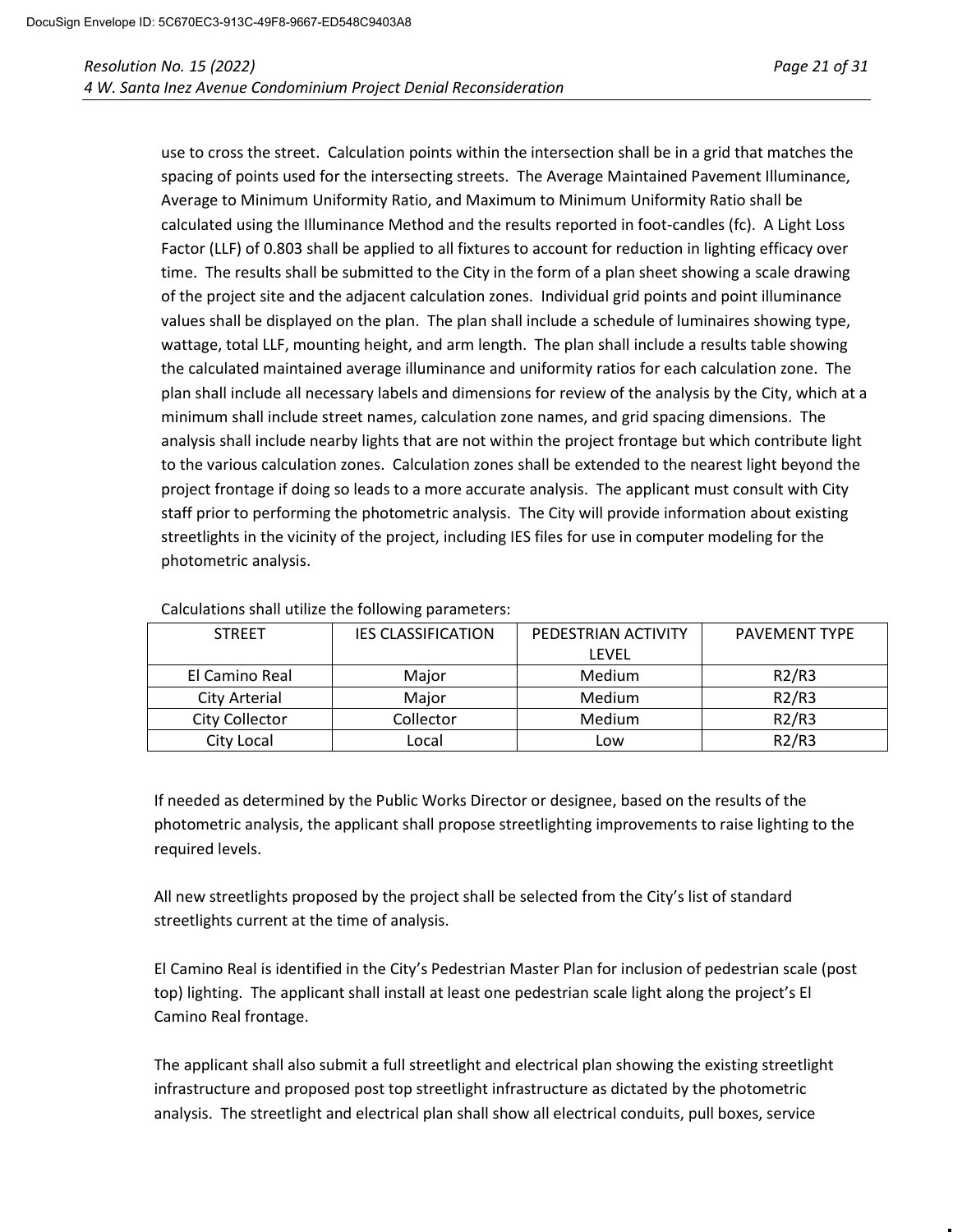use to cross the street. Calculation points within the intersection shall be in a grid that matches the spacing of points used for the intersecting streets. The Average Maintained Pavement Illuminance, Average to Minimum Uniformity Ratio, and Maximum to Minimum Uniformity Ratio shall be calculated using the Illuminance Method and the results reported in foot-candles (fc). A Light Loss Factor (LLF) of 0.803 shall be applied to all fixtures to account for reduction in lighting efficacy over time. The results shall be submitted to the City in the form of a plan sheet showing a scale drawing of the project site and the adjacent calculation zones. Individual grid points and point illuminance values shall be displayed on the plan. The plan shall include a schedule of luminaires showing type, wattage, total LLF, mounting height, and arm length. The plan shall include a results table showing the calculated maintained average illuminance and uniformity ratios for each calculation zone. The plan shall include all necessary labels and dimensions for review of the analysis by the City, which at a minimum shall include street names, calculation zone names, and grid spacing dimensions. The analysis shall include nearby lights that are not within the project frontage but which contribute light to the various calculation zones. Calculation zones shall be extended to the nearest light beyond the project frontage if doing so leads to a more accurate analysis. The applicant must consult with City staff prior to performing the photometric analysis. The City will provide information about existing streetlights in the vicinity of the project, including IES files for use in computer modeling for the photometric analysis.

Calculations shall utilize the following parameters:

| STREET | IES CLASSIFICATION | PEDESTRIAN ACTIVITY LEVEL | PAVEMENT TYPE |
|---|---|---|---|
| El Camino Real | Major | Medium | R2/R3 |
| City Arterial | Major | Medium | R2/R3 |
| City Collector | Collector | Medium | R2/R3 |
| City Local | Local | Low | R2/R3 |

If needed as determined by the Public Works Director or designee, based on the results of the photometric analysis, the applicant shall propose streetlighting improvements to raise lighting to the required levels.

All new streetlights proposed by the project shall be selected from the City's list of standard streetlights current at the time of analysis.

El Camino Real is identified in the City's Pedestrian Master Plan for inclusion of pedestrian scale (post top) lighting. The applicant shall install at least one pedestrian scale light along the project's El Camino Real frontage.

The applicant shall also submit a full streetlight and electrical plan showing the existing streetlight infrastructure and proposed post top streetlight infrastructure as dictated by the photometric analysis. The streetlight and electrical plan shall show all electrical conduits, pull boxes, service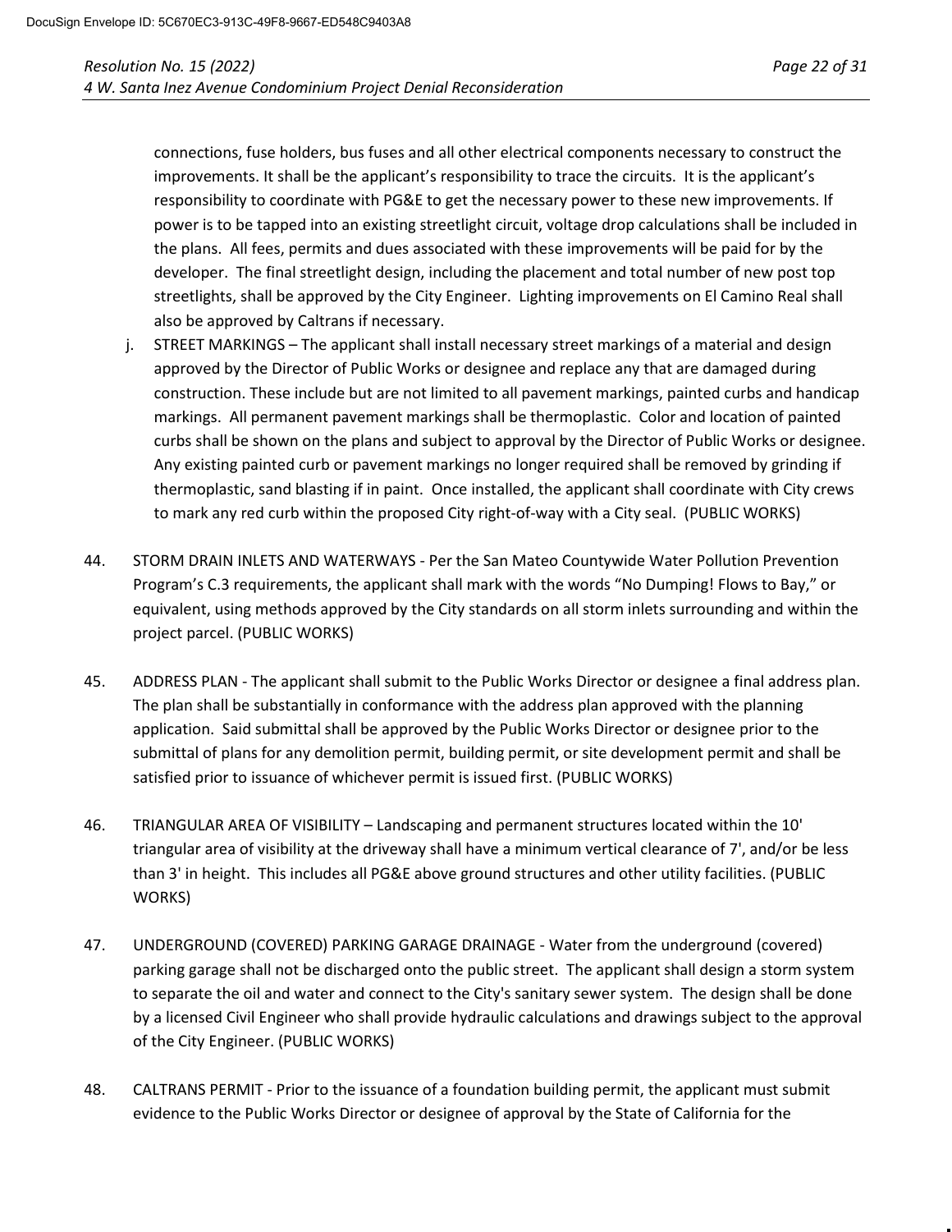connections, fuse holders, bus fuses and all other electrical components necessary to construct the improvements. It shall be the applicant's responsibility to trace the circuits. It is the applicant's responsibility to coordinate with PG&E to get the necessary power to these new improvements. If power is to be tapped into an existing streetlight circuit, voltage drop calculations shall be included in the plans. All fees, permits and dues associated with these improvements will be paid for by the developer. The final streetlight design, including the placement and total number of new post top streetlights, shall be approved by the City Engineer. Lighting improvements on El Camino Real shall also be approved by Caltrans if necessary.

j. STREET MARKINGS – The applicant shall install necessary street markings of a material and design approved by the Director of Public Works or designee and replace any that are damaged during construction. These include but are not limited to all pavement markings, painted curbs and handicap markings. All permanent pavement markings shall be thermoplastic. Color and location of painted curbs shall be shown on the plans and subject to approval by the Director of Public Works or designee. Any existing painted curb or pavement markings no longer required shall be removed by grinding if thermoplastic, sand blasting if in paint. Once installed, the applicant shall coordinate with City crews to mark any red curb within the proposed City right-of-way with a City seal. (PUBLIC WORKS)

44. STORM DRAIN INLETS AND WATERWAYS - Per the San Mateo Countywide Water Pollution Prevention Program's C.3 requirements, the applicant shall mark with the words "No Dumping! Flows to Bay," or equivalent, using methods approved by the City standards on all storm inlets surrounding and within the project parcel. (PUBLIC WORKS)

45. ADDRESS PLAN - The applicant shall submit to the Public Works Director or designee a final address plan. The plan shall be substantially in conformance with the address plan approved with the planning application. Said submittal shall be approved by the Public Works Director or designee prior to the submittal of plans for any demolition permit, building permit, or site development permit and shall be satisfied prior to issuance of whichever permit is issued first. (PUBLIC WORKS)

46. TRIANGULAR AREA OF VISIBILITY – Landscaping and permanent structures located within the 10' triangular area of visibility at the driveway shall have a minimum vertical clearance of 7', and/or be less than 3' in height. This includes all PG&E above ground structures and other utility facilities. (PUBLIC WORKS)

47. UNDERGROUND (COVERED) PARKING GARAGE DRAINAGE - Water from the underground (covered) parking garage shall not be discharged onto the public street. The applicant shall design a storm system to separate the oil and water and connect to the City's sanitary sewer system. The design shall be done by a licensed Civil Engineer who shall provide hydraulic calculations and drawings subject to the approval of the City Engineer. (PUBLIC WORKS)

48. CALTRANS PERMIT - Prior to the issuance of a foundation building permit, the applicant must submit evidence to the Public Works Director or designee of approval by the State of California for the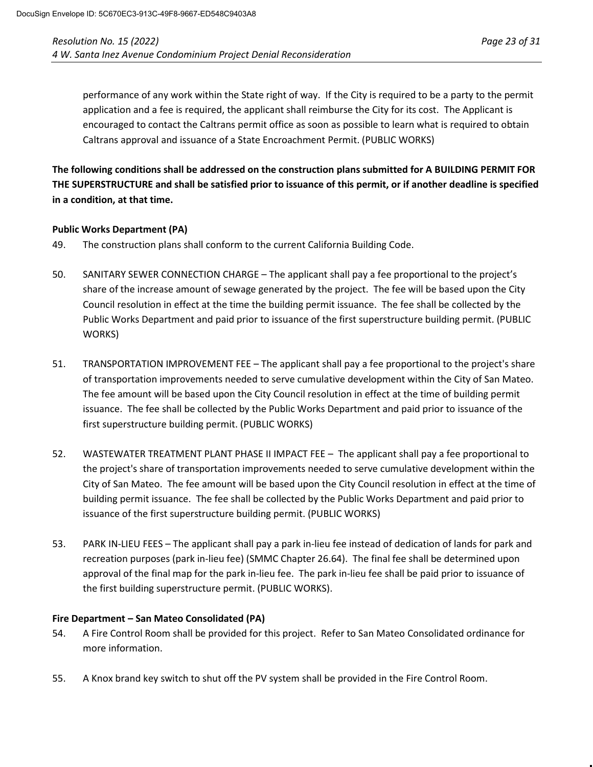performance of any work within the State right of way. If the City is required to be a party to the permit application and a fee is required, the applicant shall reimburse the City for its cost. The Applicant is encouraged to contact the Caltrans permit office as soon as possible to learn what is required to obtain Caltrans approval and issuance of a State Encroachment Permit. (PUBLIC WORKS)

**The following conditions shall be addressed on the construction plans submitted for A BUILDING PERMIT FOR THE SUPERSTRUCTURE and shall be satisfied prior to issuance of this permit, or if another deadline is specified in a condition, at that time.**

**Public Works Department (PA)**

49. The construction plans shall conform to the current California Building Code.

50. SANITARY SEWER CONNECTION CHARGE – The applicant shall pay a fee proportional to the project's share of the increase amount of sewage generated by the project. The fee will be based upon the City Council resolution in effect at the time the building permit issuance. The fee shall be collected by the Public Works Department and paid prior to issuance of the first superstructure building permit. (PUBLIC WORKS)

51. TRANSPORTATION IMPROVEMENT FEE – The applicant shall pay a fee proportional to the project's share of transportation improvements needed to serve cumulative development within the City of San Mateo. The fee amount will be based upon the City Council resolution in effect at the time of building permit issuance. The fee shall be collected by the Public Works Department and paid prior to issuance of the first superstructure building permit. (PUBLIC WORKS)

52. WASTEWATER TREATMENT PLANT PHASE II IMPACT FEE – The applicant shall pay a fee proportional to the project's share of transportation improvements needed to serve cumulative development within the City of San Mateo. The fee amount will be based upon the City Council resolution in effect at the time of building permit issuance. The fee shall be collected by the Public Works Department and paid prior to issuance of the first superstructure building permit. (PUBLIC WORKS)

53. PARK IN-LIEU FEES – The applicant shall pay a park in-lieu fee instead of dedication of lands for park and recreation purposes (park in-lieu fee) (SMMC Chapter 26.64). The final fee shall be determined upon approval of the final map for the park in-lieu fee. The park in-lieu fee shall be paid prior to issuance of the first building superstructure permit. (PUBLIC WORKS).

**Fire Department – San Mateo Consolidated (PA)**

54. A Fire Control Room shall be provided for this project. Refer to San Mateo Consolidated ordinance for more information.

55. A Knox brand key switch to shut off the PV system shall be provided in the Fire Control Room.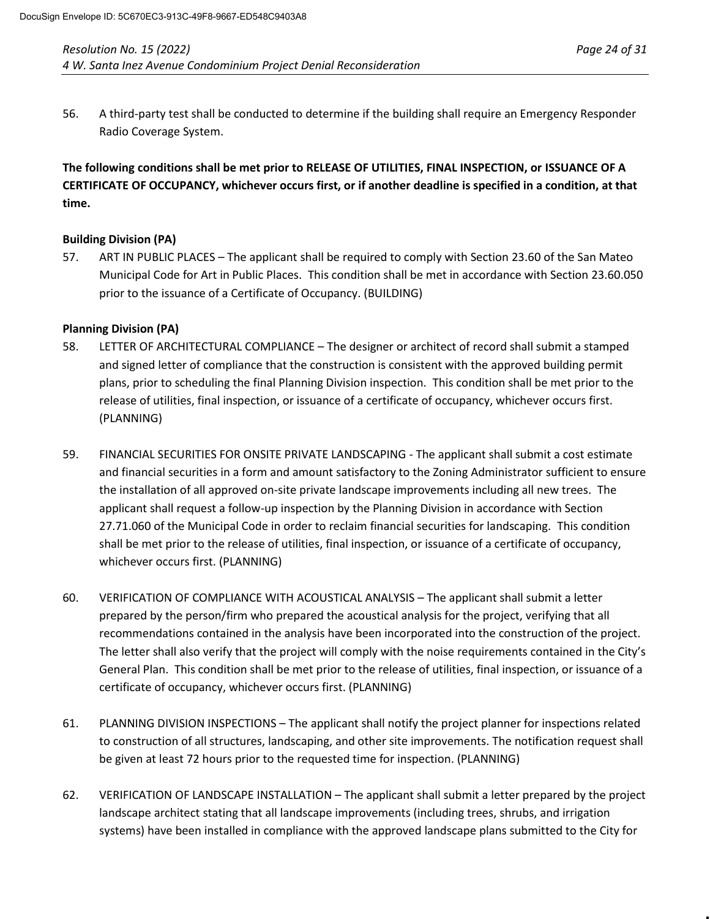56. A third-party test shall be conducted to determine if the building shall require an Emergency Responder Radio Coverage System.

**The following conditions shall be met prior to RELEASE OF UTILITIES, FINAL INSPECTION, or ISSUANCE OF A CERTIFICATE OF OCCUPANCY, whichever occurs first, or if another deadline is specified in a condition, at that time.**

**Building Division (PA)**

57. ART IN PUBLIC PLACES – The applicant shall be required to comply with Section 23.60 of the San Mateo Municipal Code for Art in Public Places. This condition shall be met in accordance with Section 23.60.050 prior to the issuance of a Certificate of Occupancy. (BUILDING)

**Planning Division (PA)**

58. LETTER OF ARCHITECTURAL COMPLIANCE – The designer or architect of record shall submit a stamped and signed letter of compliance that the construction is consistent with the approved building permit plans, prior to scheduling the final Planning Division inspection. This condition shall be met prior to the release of utilities, final inspection, or issuance of a certificate of occupancy, whichever occurs first. (PLANNING)

59. FINANCIAL SECURITIES FOR ONSITE PRIVATE LANDSCAPING - The applicant shall submit a cost estimate and financial securities in a form and amount satisfactory to the Zoning Administrator sufficient to ensure the installation of all approved on-site private landscape improvements including all new trees. The applicant shall request a follow-up inspection by the Planning Division in accordance with Section 27.71.060 of the Municipal Code in order to reclaim financial securities for landscaping. This condition shall be met prior to the release of utilities, final inspection, or issuance of a certificate of occupancy, whichever occurs first. (PLANNING)

60. VERIFICATION OF COMPLIANCE WITH ACOUSTICAL ANALYSIS – The applicant shall submit a letter prepared by the person/firm who prepared the acoustical analysis for the project, verifying that all recommendations contained in the analysis have been incorporated into the construction of the project. The letter shall also verify that the project will comply with the noise requirements contained in the City's General Plan. This condition shall be met prior to the release of utilities, final inspection, or issuance of a certificate of occupancy, whichever occurs first. (PLANNING)

61. PLANNING DIVISION INSPECTIONS – The applicant shall notify the project planner for inspections related to construction of all structures, landscaping, and other site improvements. The notification request shall be given at least 72 hours prior to the requested time for inspection. (PLANNING)

62. VERIFICATION OF LANDSCAPE INSTALLATION – The applicant shall submit a letter prepared by the project landscape architect stating that all landscape improvements (including trees, shrubs, and irrigation systems) have been installed in compliance with the approved landscape plans submitted to the City for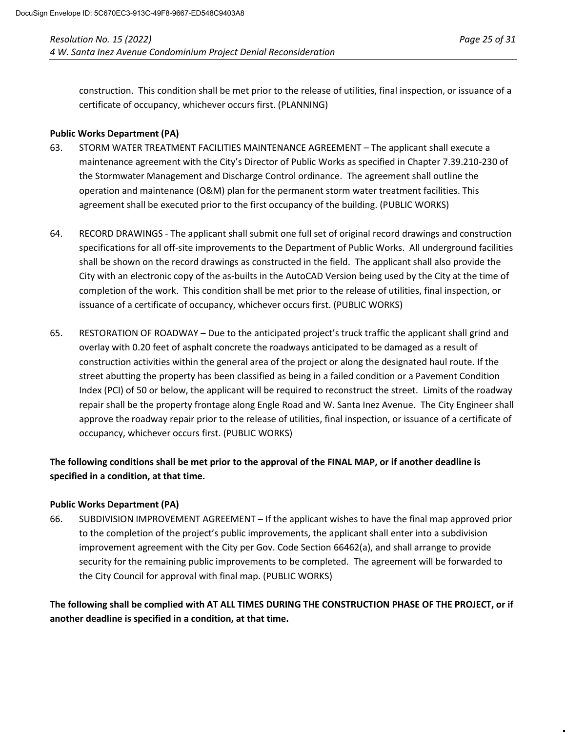construction. This condition shall be met prior to the release of utilities, final inspection, or issuance of a certificate of occupancy, whichever occurs first. (PLANNING)

**Public Works Department (PA)**

63. STORM WATER TREATMENT FACILITIES MAINTENANCE AGREEMENT – The applicant shall execute a maintenance agreement with the City's Director of Public Works as specified in Chapter 7.39.210-230 of the Stormwater Management and Discharge Control ordinance. The agreement shall outline the operation and maintenance (O&M) plan for the permanent storm water treatment facilities. This agreement shall be executed prior to the first occupancy of the building. (PUBLIC WORKS)

64. RECORD DRAWINGS - The applicant shall submit one full set of original record drawings and construction specifications for all off-site improvements to the Department of Public Works. All underground facilities shall be shown on the record drawings as constructed in the field. The applicant shall also provide the City with an electronic copy of the as-builts in the AutoCAD Version being used by the City at the time of completion of the work. This condition shall be met prior to the release of utilities, final inspection, or issuance of a certificate of occupancy, whichever occurs first. (PUBLIC WORKS)

65. RESTORATION OF ROADWAY – Due to the anticipated project's truck traffic the applicant shall grind and overlay with 0.20 feet of asphalt concrete the roadways anticipated to be damaged as a result of construction activities within the general area of the project or along the designated haul route. If the street abutting the property has been classified as being in a failed condition or a Pavement Condition Index (PCI) of 50 or below, the applicant will be required to reconstruct the street. Limits of the roadway repair shall be the property frontage along Engle Road and W. Santa Inez Avenue. The City Engineer shall approve the roadway repair prior to the release of utilities, final inspection, or issuance of a certificate of occupancy, whichever occurs first. (PUBLIC WORKS)

**The following conditions shall be met prior to the approval of the FINAL MAP, or if another deadline is specified in a condition, at that time.**

**Public Works Department (PA)**

66. SUBDIVISION IMPROVEMENT AGREEMENT – If the applicant wishes to have the final map approved prior to the completion of the project's public improvements, the applicant shall enter into a subdivision improvement agreement with the City per Gov. Code Section 66462(a), and shall arrange to provide security for the remaining public improvements to be completed. The agreement will be forwarded to the City Council for approval with final map. (PUBLIC WORKS)

**The following shall be complied with AT ALL TIMES DURING THE CONSTRUCTION PHASE OF THE PROJECT, or if another deadline is specified in a condition, at that time.**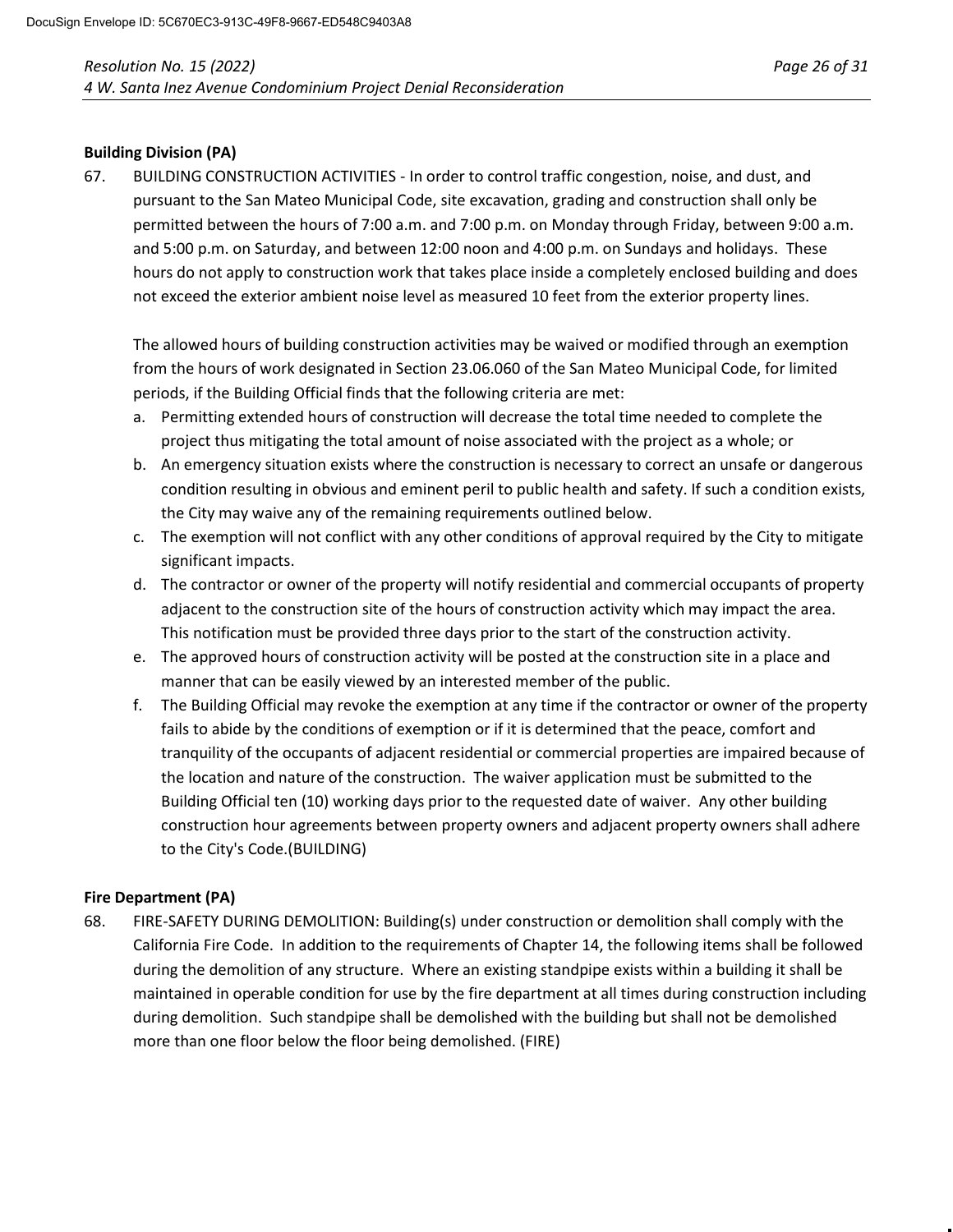**Building Division (PA)**

67. BUILDING CONSTRUCTION ACTIVITIES - In order to control traffic congestion, noise, and dust, and pursuant to the San Mateo Municipal Code, site excavation, grading and construction shall only be permitted between the hours of 7:00 a.m. and 7:00 p.m. on Monday through Friday, between 9:00 a.m. and 5:00 p.m. on Saturday, and between 12:00 noon and 4:00 p.m. on Sundays and holidays. These hours do not apply to construction work that takes place inside a completely enclosed building and does not exceed the exterior ambient noise level as measured 10 feet from the exterior property lines.

    The allowed hours of building construction activities may be waived or modified through an exemption from the hours of work designated in Section 23.06.060 of the San Mateo Municipal Code, for limited periods, if the Building Official finds that the following criteria are met:

    a. Permitting extended hours of construction will decrease the total time needed to complete the project thus mitigating the total amount of noise associated with the project as a whole; or
    b. An emergency situation exists where the construction is necessary to correct an unsafe or dangerous condition resulting in obvious and eminent peril to public health and safety. If such a condition exists, the City may waive any of the remaining requirements outlined below.
    c. The exemption will not conflict with any other conditions of approval required by the City to mitigate significant impacts.
    d. The contractor or owner of the property will notify residential and commercial occupants of property adjacent to the construction site of the hours of construction activity which may impact the area. This notification must be provided three days prior to the start of the construction activity.
    e. The approved hours of construction activity will be posted at the construction site in a place and manner that can be easily viewed by an interested member of the public.
    f. The Building Official may revoke the exemption at any time if the contractor or owner of the property fails to abide by the conditions of exemption or if it is determined that the peace, comfort and tranquility of the occupants of adjacent residential or commercial properties are impaired because of the location and nature of the construction. The waiver application must be submitted to the Building Official ten (10) working days prior to the requested date of waiver. Any other building construction hour agreements between property owners and adjacent property owners shall adhere to the City's Code.(BUILDING)

**Fire Department (PA)**

68. FIRE-SAFETY DURING DEMOLITION: Building(s) under construction or demolition shall comply with the California Fire Code. In addition to the requirements of Chapter 14, the following items shall be followed during the demolition of any structure. Where an existing standpipe exists within a building it shall be maintained in operable condition for use by the fire department at all times during construction including during demolition. Such standpipe shall be demolished with the building but shall not be demolished more than one floor below the floor being demolished. (FIRE)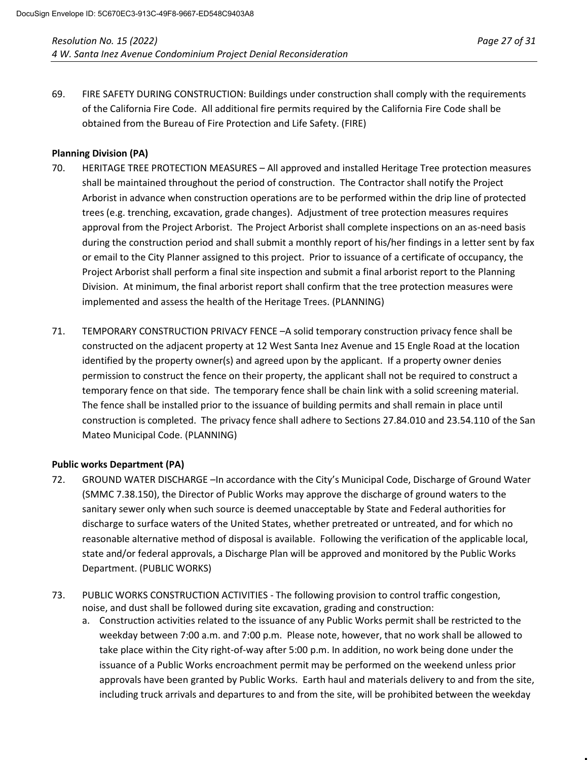69. FIRE SAFETY DURING CONSTRUCTION: Buildings under construction shall comply with the requirements of the California Fire Code. All additional fire permits required by the California Fire Code shall be obtained from the Bureau of Fire Protection and Life Safety. (FIRE)

**Planning Division (PA)**

70. HERITAGE TREE PROTECTION MEASURES – All approved and installed Heritage Tree protection measures shall be maintained throughout the period of construction. The Contractor shall notify the Project Arborist in advance when construction operations are to be performed within the drip line of protected trees (e.g. trenching, excavation, grade changes). Adjustment of tree protection measures requires approval from the Project Arborist. The Project Arborist shall complete inspections on an as-need basis during the construction period and shall submit a monthly report of his/her findings in a letter sent by fax or email to the City Planner assigned to this project. Prior to issuance of a certificate of occupancy, the Project Arborist shall perform a final site inspection and submit a final arborist report to the Planning Division. At minimum, the final arborist report shall confirm that the tree protection measures were implemented and assess the health of the Heritage Trees. (PLANNING)

71. TEMPORARY CONSTRUCTION PRIVACY FENCE –A solid temporary construction privacy fence shall be constructed on the adjacent property at 12 West Santa Inez Avenue and 15 Engle Road at the location identified by the property owner(s) and agreed upon by the applicant. If a property owner denies permission to construct the fence on their property, the applicant shall not be required to construct a temporary fence on that side. The temporary fence shall be chain link with a solid screening material. The fence shall be installed prior to the issuance of building permits and shall remain in place until construction is completed. The privacy fence shall adhere to Sections 27.84.010 and 23.54.110 of the San Mateo Municipal Code. (PLANNING)

**Public works Department (PA)**

72. GROUND WATER DISCHARGE –In accordance with the City's Municipal Code, Discharge of Ground Water (SMMC 7.38.150), the Director of Public Works may approve the discharge of ground waters to the sanitary sewer only when such source is deemed unacceptable by State and Federal authorities for discharge to surface waters of the United States, whether pretreated or untreated, and for which no reasonable alternative method of disposal is available. Following the verification of the applicable local, state and/or federal approvals, a Discharge Plan will be approved and monitored by the Public Works Department. (PUBLIC WORKS)

73. PUBLIC WORKS CONSTRUCTION ACTIVITIES - The following provision to control traffic congestion, noise, and dust shall be followed during site excavation, grading and construction:
    a. Construction activities related to the issuance of any Public Works permit shall be restricted to the weekday between 7:00 a.m. and 7:00 p.m. Please note, however, that no work shall be allowed to take place within the City right-of-way after 5:00 p.m. In addition, no work being done under the issuance of a Public Works encroachment permit may be performed on the weekend unless prior approvals have been granted by Public Works. Earth haul and materials delivery to and from the site, including truck arrivals and departures to and from the site, will be prohibited between the weekday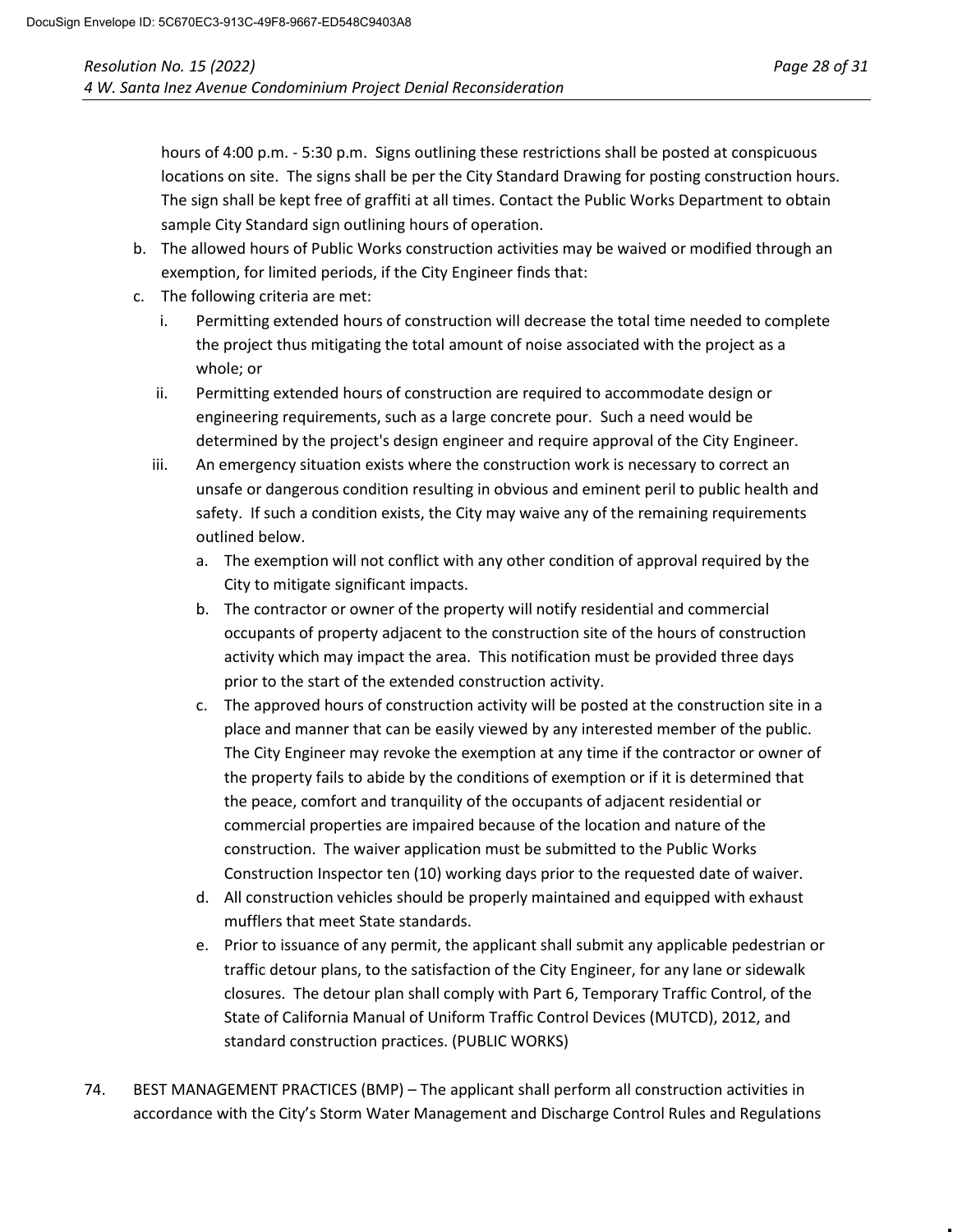hours of 4:00 p.m. - 5:30 p.m. Signs outlining these restrictions shall be posted at conspicuous locations on site. The signs shall be per the City Standard Drawing for posting construction hours. The sign shall be kept free of graffiti at all times. Contact the Public Works Department to obtain sample City Standard sign outlining hours of operation.

b. The allowed hours of Public Works construction activities may be waived or modified through an exemption, for limited periods, if the City Engineer finds that:

c. The following criteria are met:

   i. Permitting extended hours of construction will decrease the total time needed to complete the project thus mitigating the total amount of noise associated with the project as a whole; or

   ii. Permitting extended hours of construction are required to accommodate design or engineering requirements, such as a large concrete pour. Such a need would be determined by the project's design engineer and require approval of the City Engineer.

   iii. An emergency situation exists where the construction work is necessary to correct an unsafe or dangerous condition resulting in obvious and eminent peril to public health and safety. If such a condition exists, the City may waive any of the remaining requirements outlined below.

      a. The exemption will not conflict with any other condition of approval required by the City to mitigate significant impacts.

      b. The contractor or owner of the property will notify residential and commercial occupants of property adjacent to the construction site of the hours of construction activity which may impact the area. This notification must be provided three days prior to the start of the extended construction activity.

      c. The approved hours of construction activity will be posted at the construction site in a place and manner that can be easily viewed by any interested member of the public. The City Engineer may revoke the exemption at any time if the contractor or owner of the property fails to abide by the conditions of exemption or if it is determined that the peace, comfort and tranquility of the occupants of adjacent residential or commercial properties are impaired because of the location and nature of the construction. The waiver application must be submitted to the Public Works Construction Inspector ten (10) working days prior to the requested date of waiver.

      d. All construction vehicles should be properly maintained and equipped with exhaust mufflers that meet State standards.

      e. Prior to issuance of any permit, the applicant shall submit any applicable pedestrian or traffic detour plans, to the satisfaction of the City Engineer, for any lane or sidewalk closures. The detour plan shall comply with Part 6, Temporary Traffic Control, of the State of California Manual of Uniform Traffic Control Devices (MUTCD), 2012, and standard construction practices. (PUBLIC WORKS)

74. BEST MANAGEMENT PRACTICES (BMP) – The applicant shall perform all construction activities in accordance with the City's Storm Water Management and Discharge Control Rules and Regulations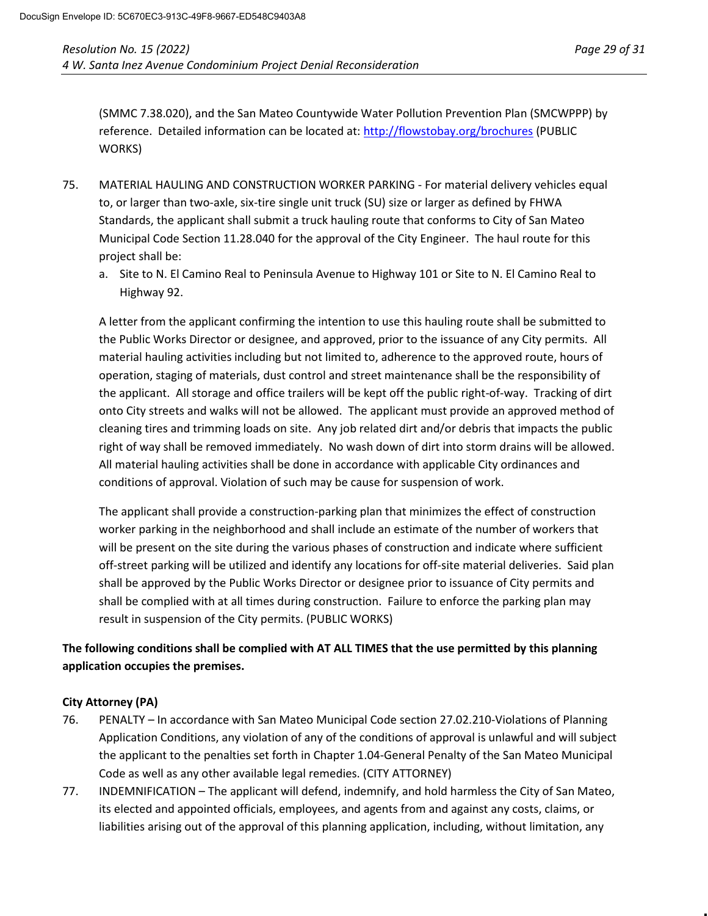(SMMC 7.38.020), and the San Mateo Countywide Water Pollution Prevention Plan (SMCWPPP) by reference. Detailed information can be located at: [http://flowstobay.org/brochures](http://flowstobay.org/brochures) (PUBLIC WORKS)

75. MATERIAL HAULING AND CONSTRUCTION WORKER PARKING - For material delivery vehicles equal to, or larger than two-axle, six-tire single unit truck (SU) size or larger as defined by FHWA Standards, the applicant shall submit a truck hauling route that conforms to City of San Mateo Municipal Code Section 11.28.040 for the approval of the City Engineer. The haul route for this project shall be:

    a. Site to N. El Camino Real to Peninsula Avenue to Highway 101 or Site to N. El Camino Real to Highway 92.

    A letter from the applicant confirming the intention to use this hauling route shall be submitted to the Public Works Director or designee, and approved, prior to the issuance of any City permits. All material hauling activities including but not limited to, adherence to the approved route, hours of operation, staging of materials, dust control and street maintenance shall be the responsibility of the applicant. All storage and office trailers will be kept off the public right-of-way. Tracking of dirt onto City streets and walks will not be allowed. The applicant must provide an approved method of cleaning tires and trimming loads on site. Any job related dirt and/or debris that impacts the public right of way shall be removed immediately. No wash down of dirt into storm drains will be allowed. All material hauling activities shall be done in accordance with applicable City ordinances and conditions of approval. Violation of such may be cause for suspension of work.

    The applicant shall provide a construction-parking plan that minimizes the effect of construction worker parking in the neighborhood and shall include an estimate of the number of workers that will be present on the site during the various phases of construction and indicate where sufficient off-street parking will be utilized and identify any locations for off-site material deliveries. Said plan shall be approved by the Public Works Director or designee prior to issuance of City permits and shall be complied with at all times during construction. Failure to enforce the parking plan may result in suspension of the City permits. (PUBLIC WORKS)

**The following conditions shall be complied with AT ALL TIMES that the use permitted by this planning application occupies the premises.**

**City Attorney (PA)**

76. PENALTY – In accordance with San Mateo Municipal Code section 27.02.210-Violations of Planning Application Conditions, any violation of any of the conditions of approval is unlawful and will subject the applicant to the penalties set forth in Chapter 1.04-General Penalty of the San Mateo Municipal Code as well as any other available legal remedies. (CITY ATTORNEY)

77. INDEMNIFICATION – The applicant will defend, indemnify, and hold harmless the City of San Mateo, its elected and appointed officials, employees, and agents from and against any costs, claims, or liabilities arising out of the approval of this planning application, including, without limitation, any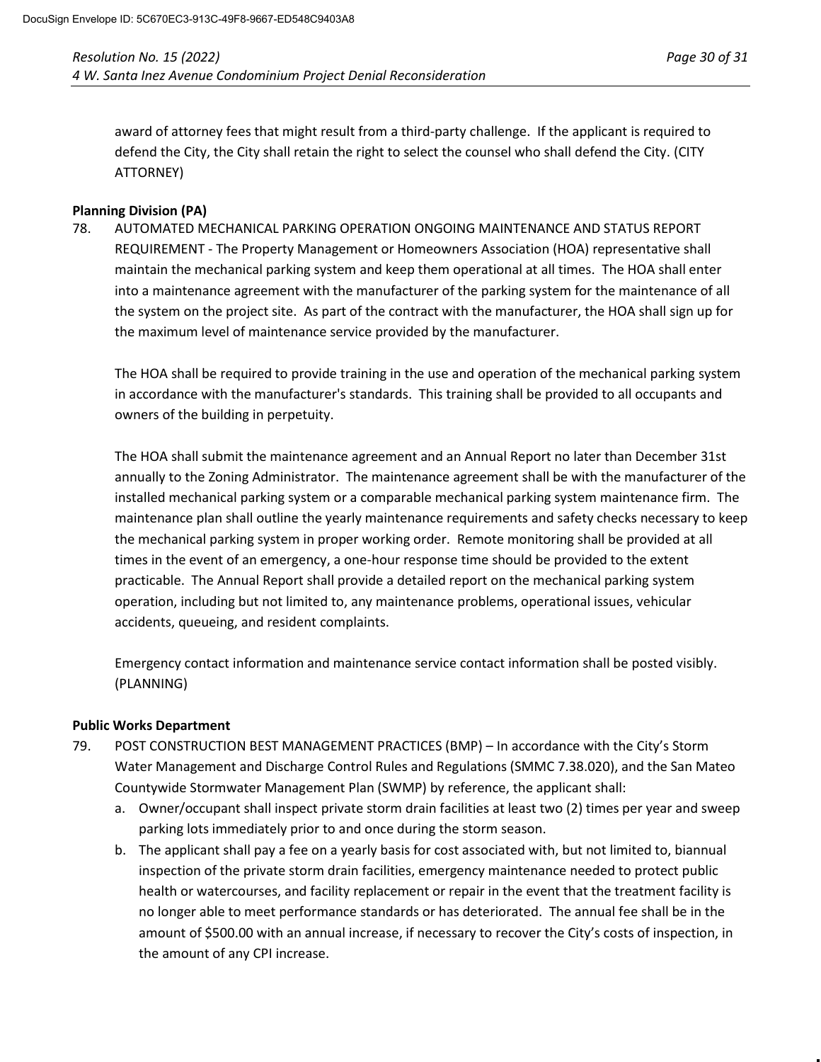award of attorney fees that might result from a third-party challenge. If the applicant is required to defend the City, the City shall retain the right to select the counsel who shall defend the City. (CITY ATTORNEY)

**Planning Division (PA)**

78. AUTOMATED MECHANICAL PARKING OPERATION ONGOING MAINTENANCE AND STATUS REPORT REQUIREMENT - The Property Management or Homeowners Association (HOA) representative shall maintain the mechanical parking system and keep them operational at all times. The HOA shall enter into a maintenance agreement with the manufacturer of the parking system for the maintenance of all the system on the project site. As part of the contract with the manufacturer, the HOA shall sign up for the maximum level of maintenance service provided by the manufacturer.

    The HOA shall be required to provide training in the use and operation of the mechanical parking system in accordance with the manufacturer's standards. This training shall be provided to all occupants and owners of the building in perpetuity.

    The HOA shall submit the maintenance agreement and an Annual Report no later than December 31st annually to the Zoning Administrator. The maintenance agreement shall be with the manufacturer of the installed mechanical parking system or a comparable mechanical parking system maintenance firm. The maintenance plan shall outline the yearly maintenance requirements and safety checks necessary to keep the mechanical parking system in proper working order. Remote monitoring shall be provided at all times in the event of an emergency, a one-hour response time should be provided to the extent practicable. The Annual Report shall provide a detailed report on the mechanical parking system operation, including but not limited to, any maintenance problems, operational issues, vehicular accidents, queueing, and resident complaints.

    Emergency contact information and maintenance service contact information shall be posted visibly. (PLANNING)

**Public Works Department**

79. POST CONSTRUCTION BEST MANAGEMENT PRACTICES (BMP) – In accordance with the City's Storm Water Management and Discharge Control Rules and Regulations (SMMC 7.38.020), and the San Mateo Countywide Stormwater Management Plan (SWMP) by reference, the applicant shall:
    a. Owner/occupant shall inspect private storm drain facilities at least two (2) times per year and sweep parking lots immediately prior to and once during the storm season.
    b. The applicant shall pay a fee on a yearly basis for cost associated with, but not limited to, biannual inspection of the private storm drain facilities, emergency maintenance needed to protect public health or watercourses, and facility replacement or repair in the event that the treatment facility is no longer able to meet performance standards or has deteriorated. The annual fee shall be in the amount of $500.00 with an annual increase, if necessary to recover the City's costs of inspection, in the amount of any CPI increase.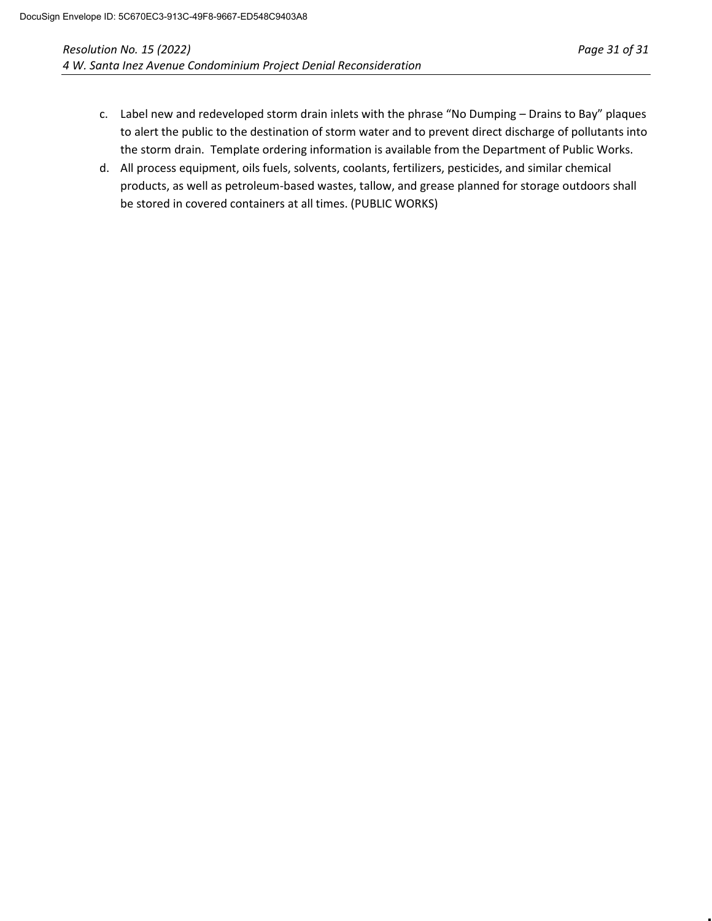c. Label new and redeveloped storm drain inlets with the phrase “No Dumping – Drains to Bay” plaques to alert the public to the destination of storm water and to prevent direct discharge of pollutants into the storm drain. Template ordering information is available from the Department of Public Works.

d. All process equipment, oils fuels, solvents, coolants, fertilizers, pesticides, and similar chemical products, as well as petroleum-based wastes, tallow, and grease planned for storage outdoors shall be stored in covered containers at all times. (PUBLIC WORKS)